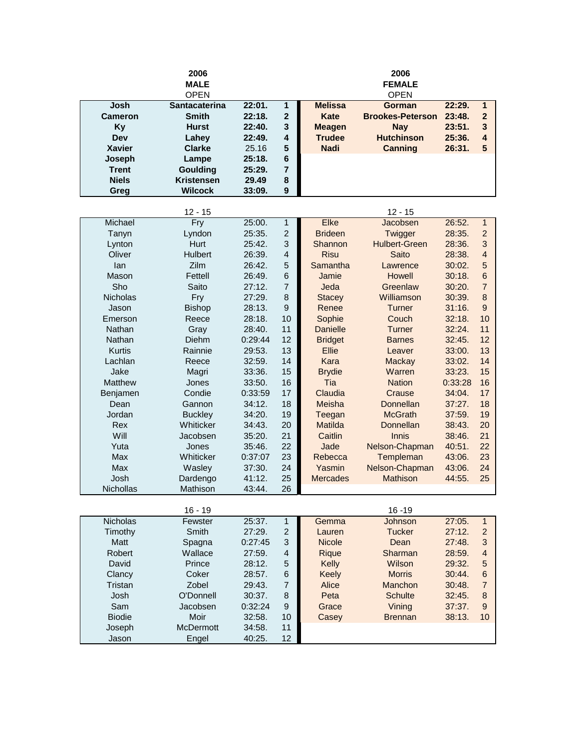## 2006 MALE OPEN

| First Name | Surname | Time | Place |
|---|---|---|---|
| **Josh** | **Santacaterina** | **22:01.** | **1** |
| **Cameron** | **Smith** | **22:18.** | **2** |
| **Ky** | **Hurst** | **22:40.** | **3** |
| **Dev** | **Lahey** | **22:49.** | **4** |
| **Xavier** | **Clarke** | 25.16 | **5** |
| **Joseph** | **Lampe** | **25:18.** | **6** |
| **Trent** | **Goulding** | **25:29.** | **7** |
| **Niels** | **Kristensen** | **29.49** | **8** |
| **Greg** | **Wilcock** | **33:09.** | **9** |

## 2006 FEMALE OPEN

| First Name | Surname | Time | Place |
|---|---|---|---|
| **Melissa** | **Gorman** | **22:29.** | **1** |
| **Kate** | **Brookes-Peterson** | **23:48.** | **2** |
| **Meagen** | **Nay** | **23:51.** | **3** |
| **Trudee** | **Hutchinson** | **25:36.** | **4** |
| **Nadi** | **Canning** | **26:31.** | **5** |

## MALE 12 - 15

| First Name | Surname | Time | Place |
|---|---|---|---|
| Michael | Fry | 25:00. | 1 |
| Tanyn | Lyndon | 25:35. | 2 |
| Lynton | Hurt | 25:42. | 3 |
| Oliver | Hulbert | 26:39. | 4 |
| Ian | Zilm | 26:42. | 5 |
| Mason | Fettell | 26:49. | 6 |
| Sho | Saito | 27:12. | 7 |
| Nicholas | Fry | 27:29. | 8 |
| Jason | Bishop | 28:13. | 9 |
| Emerson | Reece | 28:18. | 10 |
| Nathan | Gray | 28:40. | 11 |
| Nathan | Diehm | 0:29:44 | 12 |
| Kurtis | Rainnie | 29:53. | 13 |
| Lachlan | Reece | 32:59. | 14 |
| Jake | Magri | 33:36. | 15 |
| Matthew | Jones | 33:50. | 16 |
| Benjamen | Condie | 0:33:59 | 17 |
| Dean | Gannon | 34:12. | 18 |
| Jordan | Buckley | 34:20. | 19 |
| Rex | Whiticker | 34:43. | 20 |
| Will | Jacobsen | 35:20. | 21 |
| Yuta | Jones | 35:46. | 22 |
| Max | Whiticker | 0:37:07 | 23 |
| Max | Wasley | 37:30. | 24 |
| Josh | Dardengo | 41:12. | 25 |
| Nichollas | Mathison | 43:44. | 26 |

## FEMALE 12 - 15

| First Name | Surname | Time | Place |
|---|---|---|---|
| Elke | Jacobsen | 26:52. | 1 |
| Brideen | Twigger | 28:35. | 2 |
| Shannon | Hulbert-Green | 28:36. | 3 |
| Risu | Saito | 28:38. | 4 |
| Samantha | Lawrence | 30:02. | 5 |
| Jamie | Howell | 30:18. | 6 |
| Jeda | Greenlaw | 30:20. | 7 |
| Stacey | Williamson | 30:39. | 8 |
| Renee | Turner | 31:16. | 9 |
| Sophie | Couch | 32:18. | 10 |
| Danielle | Turner | 32:24. | 11 |
| Bridget | Barnes | 32:45. | 12 |
| Ellie | Leaver | 33:00. | 13 |
| Kara | Mackay | 33:02. | 14 |
| Brydie | Warren | 33:23. | 15 |
| Tia | Nation | 0:33:28 | 16 |
| Claudia | Crause | 34:04. | 17 |
| Meisha | Donnellan | 37:27. | 18 |
| Teegan | McGrath | 37:59. | 19 |
| Matilda | Donnellan | 38:43. | 20 |
| Caitlin | Innis | 38:46. | 21 |
| Jade | Nelson-Chapman | 40:51. | 22 |
| Rebecca | Templeman | 43:06. | 23 |
| Yasmin | Nelson-Chapman | 43:06. | 24 |
| Mercades | Mathison | 44:55. | 25 |

## MALE 16 - 19

| First Name | Surname | Time | Place |
|---|---|---|---|
| Nicholas | Fewster | 25:37. | 1 |
| Timothy | Smith | 27:29. | 2 |
| Matt | Spagna | 0:27:45 | 3 |
| Robert | Wallace | 27:59. | 4 |
| David | Prince | 28:12. | 5 |
| Clancy | Coker | 28:57. | 6 |
| Tristan | Zobel | 29:43. | 7 |
| Josh | O'Donnell | 30:37. | 8 |
| Sam | Jacobsen | 0:32:24 | 9 |
| Biodie | Moir | 32:58. | 10 |
| Joseph | McDermott | 34:58. | 11 |
| Jason | Engel | 40:25. | 12 |

## FEMALE 16 -19

| First Name | Surname | Time | Place |
|---|---|---|---|
| Gemma | Johnson | 27:05. | 1 |
| Lauren | Tucker | 27:12. | 2 |
| Nicole | Dean | 27:48. | 3 |
| Rique | Sharman | 28:59. | 4 |
| Kelly | Wilson | 29:32. | 5 |
| Keely | Morris | 30:44. | 6 |
| Alice | Manchon | 30:48. | 7 |
| Peta | Schulte | 32:45. | 8 |
| Grace | Vining | 37:37. | 9 |
| Casey | Brennan | 38:13. | 10 |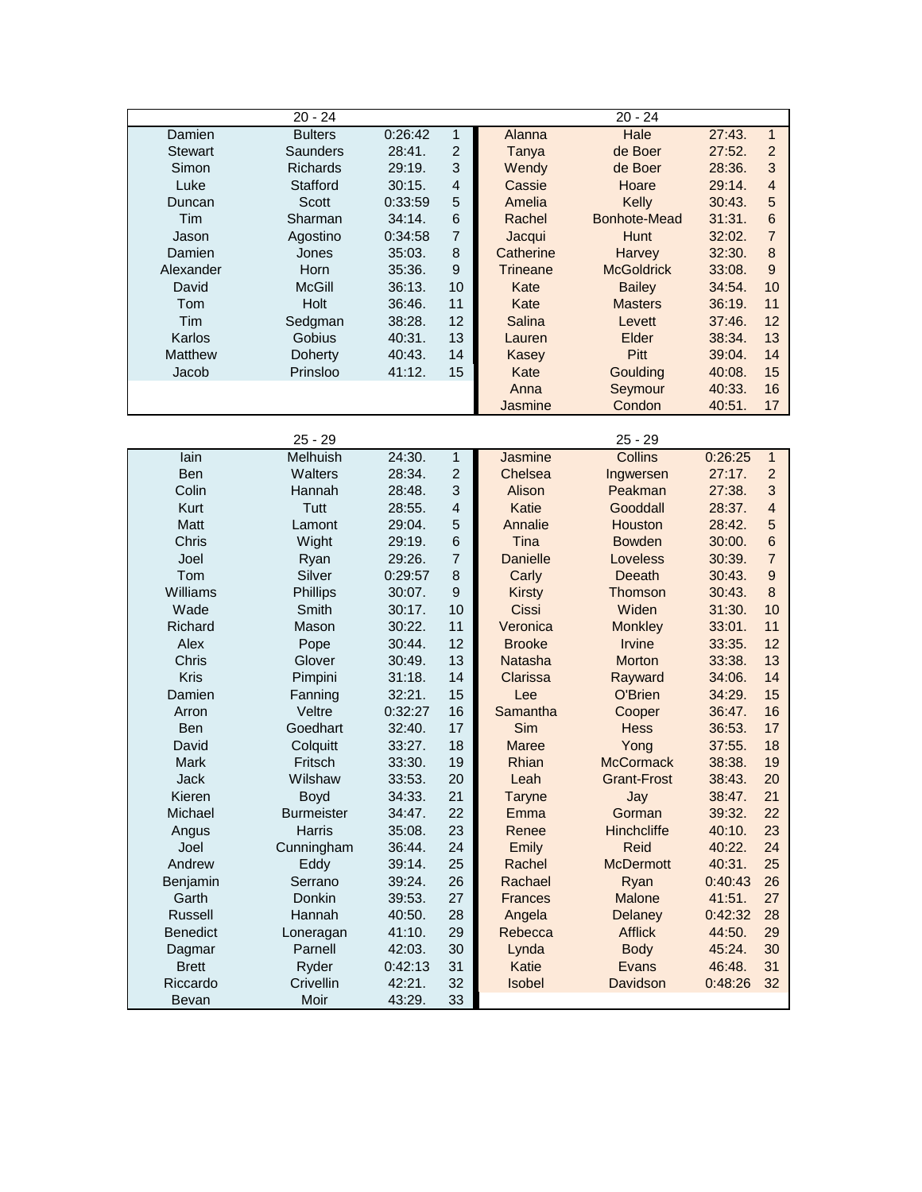| 20 - 24 | | | | 20 - 24 | | | |
|---|---|---|---|---|---|---|---|
| Damien | Bulters | 0:26:42 | 1 | Alanna | Hale | 27:43. | 1 |
| Stewart | Saunders | 28:41. | 2 | Tanya | de Boer | 27:52. | 2 |
| Simon | Richards | 29:19. | 3 | Wendy | de Boer | 28:36. | 3 |
| Luke | Stafford | 30:15. | 4 | Cassie | Hoare | 29:14. | 4 |
| Duncan | Scott | 0:33:59 | 5 | Amelia | Kelly | 30:43. | 5 |
| Tim | Sharman | 34:14. | 6 | Rachel | Bonhote-Mead | 31:31. | 6 |
| Jason | Agostino | 0:34:58 | 7 | Jacqui | Hunt | 32:02. | 7 |
| Damien | Jones | 35:03. | 8 | Catherine | Harvey | 32:30. | 8 |
| Alexander | Horn | 35:36. | 9 | Trineane | McGoldrick | 33:08. | 9 |
| David | McGill | 36:13. | 10 | Kate | Bailey | 34:54. | 10 |
| Tom | Holt | 36:46. | 11 | Kate | Masters | 36:19. | 11 |
| Tim | Sedgman | 38:28. | 12 | Salina | Levett | 37:46. | 12 |
| Karlos | Gobius | 40:31. | 13 | Lauren | Elder | 38:34. | 13 |
| Matthew | Doherty | 40:43. | 14 | Kasey | Pitt | 39:04. | 14 |
| Jacob | Prinsloo | 41:12. | 15 | Kate | Goulding | 40:08. | 15 |
| | | | | Anna | Seymour | 40:33. | 16 |
| | | | | Jasmine | Condon | 40:51. | 17 |

| 25 - 29 | | | | 25 - 29 | | | |
|---|---|---|---|---|---|---|---|
| Iain | Melhuish | 24:30. | 1 | Jasmine | Collins | 0:26:25 | 1 |
| Ben | Walters | 28:34. | 2 | Chelsea | Ingwersen | 27:17. | 2 |
| Colin | Hannah | 28:48. | 3 | Alison | Peakman | 27:38. | 3 |
| Kurt | Tutt | 28:55. | 4 | Katie | Gooddall | 28:37. | 4 |
| Matt | Lamont | 29:04. | 5 | Annalie | Houston | 28:42. | 5 |
| Chris | Wight | 29:19. | 6 | Tina | Bowden | 30:00. | 6 |
| Joel | Ryan | 29:26. | 7 | Danielle | Loveless | 30:39. | 7 |
| Tom | Silver | 0:29:57 | 8 | Carly | Deeath | 30:43. | 9 |
| Williams | Phillips | 30:07. | 9 | Kirsty | Thomson | 30:43. | 8 |
| Wade | Smith | 30:17. | 10 | Cissi | Widen | 31:30. | 10 |
| Richard | Mason | 30:22. | 11 | Veronica | Monkley | 33:01. | 11 |
| Alex | Pope | 30:44. | 12 | Brooke | Irvine | 33:35. | 12 |
| Chris | Glover | 30:49. | 13 | Natasha | Morton | 33:38. | 13 |
| Kris | Pimpini | 31:18. | 14 | Clarissa | Rayward | 34:06. | 14 |
| Damien | Fanning | 32:21. | 15 | Lee | O'Brien | 34:29. | 15 |
| Arron | Veltre | 0:32:27 | 16 | Samantha | Cooper | 36:47. | 16 |
| Ben | Goedhart | 32:40. | 17 | Sim | Hess | 36:53. | 17 |
| David | Colquitt | 33:27. | 18 | Maree | Yong | 37:55. | 18 |
| Mark | Fritsch | 33:30. | 19 | Rhian | McCormack | 38:38. | 19 |
| Jack | Wilshaw | 33:53. | 20 | Leah | Grant-Frost | 38:43. | 20 |
| Kieren | Boyd | 34:33. | 21 | Taryne | Jay | 38:47. | 21 |
| Michael | Burmeister | 34:47. | 22 | Emma | Gorman | 39:32. | 22 |
| Angus | Harris | 35:08. | 23 | Renee | Hinchcliffe | 40:10. | 23 |
| Joel | Cunningham | 36:44. | 24 | Emily | Reid | 40:22. | 24 |
| Andrew | Eddy | 39:14. | 25 | Rachel | McDermott | 40:31. | 25 |
| Benjamin | Serrano | 39:24. | 26 | Rachael | Ryan | 0:40:43 | 26 |
| Garth | Donkin | 39:53. | 27 | Frances | Malone | 41:51. | 27 |
| Russell | Hannah | 40:50. | 28 | Angela | Delaney | 0:42:32 | 28 |
| Benedict | Loneragan | 41:10. | 29 | Rebecca | Afflick | 44:50. | 29 |
| Dagmar | Parnell | 42:03. | 30 | Lynda | Body | 45:24. | 30 |
| Brett | Ryder | 0:42:13 | 31 | Katie | Evans | 46:48. | 31 |
| Riccardo | Crivellin | 42:21. | 32 | Isobel | Davidson | 0:48:26 | 32 |
| Bevan | Moir | 43:29. | 33 | | | | |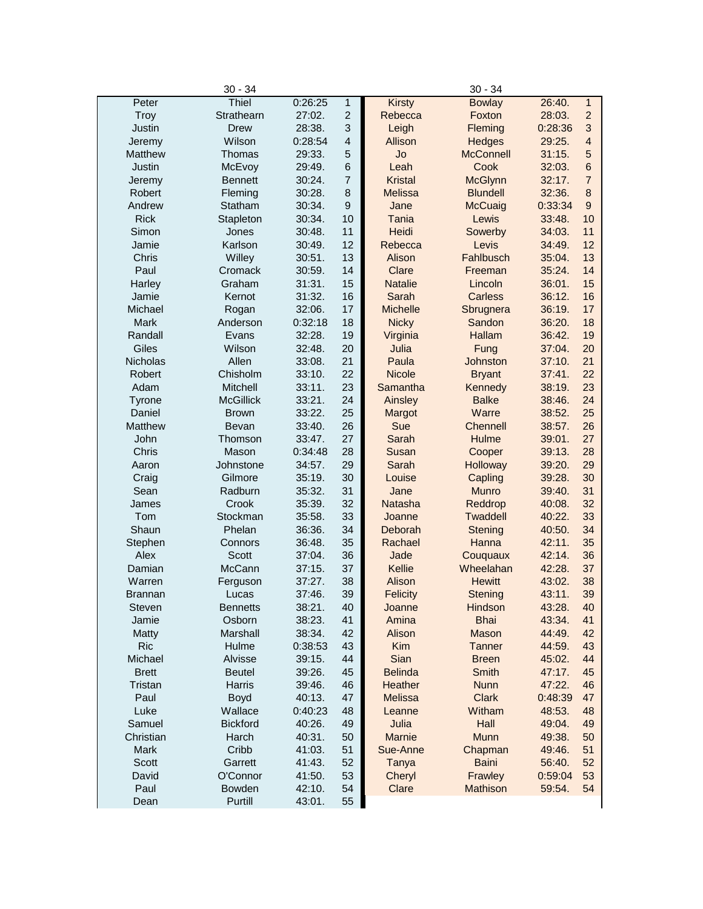| | 30 - 34 | | | | 30 - 34 | | |
|---|---|---|---|---|---|---|---|
| Peter | Thiel | 0:26:25 | 1 | Kirsty | Bowlay | 26:40. | 1 |
| Troy | Strathearn | 27:02. | 2 | Rebecca | Foxton | 28:03. | 2 |
| Justin | Drew | 28:38. | 3 | Leigh | Fleming | 0:28:36 | 3 |
| Jeremy | Wilson | 0:28:54 | 4 | Allison | Hedges | 29:25. | 4 |
| Matthew | Thomas | 29:33. | 5 | Jo | McConnell | 31:15. | 5 |
| Justin | McEvoy | 29:49. | 6 | Leah | Cook | 32:03. | 6 |
| Jeremy | Bennett | 30:24. | 7 | Kristal | McGlynn | 32:17. | 7 |
| Robert | Fleming | 30:28. | 8 | Melissa | Blundell | 32:36. | 8 |
| Andrew | Statham | 30:34. | 9 | Jane | McCuaig | 0:33:34 | 9 |
| Rick | Stapleton | 30:34. | 10 | Tania | Lewis | 33:48. | 10 |
| Simon | Jones | 30:48. | 11 | Heidi | Sowerby | 34:03. | 11 |
| Jamie | Karlson | 30:49. | 12 | Rebecca | Levis | 34:49. | 12 |
| Chris | Willey | 30:51. | 13 | Alison | Fahlbusch | 35:04. | 13 |
| Paul | Cromack | 30:59. | 14 | Clare | Freeman | 35:24. | 14 |
| Harley | Graham | 31:31. | 15 | Natalie | Lincoln | 36:01. | 15 |
| Jamie | Kernot | 31:32. | 16 | Sarah | Carless | 36:12. | 16 |
| Michael | Rogan | 32:06. | 17 | Michelle | Sbrugnera | 36:19. | 17 |
| Mark | Anderson | 0:32:18 | 18 | Nicky | Sandon | 36:20. | 18 |
| Randall | Evans | 32:28. | 19 | Virginia | Hallam | 36:42. | 19 |
| Giles | Wilson | 32:48. | 20 | Julia | Fung | 37:04. | 20 |
| Nicholas | Allen | 33:08. | 21 | Paula | Johnston | 37:10. | 21 |
| Robert | Chisholm | 33:10. | 22 | Nicole | Bryant | 37:41. | 22 |
| Adam | Mitchell | 33:11. | 23 | Samantha | Kennedy | 38:19. | 23 |
| Tyrone | McGillick | 33:21. | 24 | Ainsley | Balke | 38:46. | 24 |
| Daniel | Brown | 33:22. | 25 | Margot | Warre | 38:52. | 25 |
| Matthew | Bevan | 33:40. | 26 | Sue | Chennell | 38:57. | 26 |
| John | Thomson | 33:47. | 27 | Sarah | Hulme | 39:01. | 27 |
| Chris | Mason | 0:34:48 | 28 | Susan | Cooper | 39:13. | 28 |
| Aaron | Johnstone | 34:57. | 29 | Sarah | Holloway | 39:20. | 29 |
| Craig | Gilmore | 35:19. | 30 | Louise | Capling | 39:28. | 30 |
| Sean | Radburn | 35:32. | 31 | Jane | Munro | 39:40. | 31 |
| James | Crook | 35:39. | 32 | Natasha | Reddrop | 40:08. | 32 |
| Tom | Stockman | 35:58. | 33 | Joanne | Twaddell | 40:22. | 33 |
| Shaun | Phelan | 36:36. | 34 | Deborah | Stening | 40:50. | 34 |
| Stephen | Connors | 36:48. | 35 | Rachael | Hanna | 42:11. | 35 |
| Alex | Scott | 37:04. | 36 | Jade | Couquaux | 42:14. | 36 |
| Damian | McCann | 37:15. | 37 | Kellie | Wheelahan | 42:28. | 37 |
| Warren | Ferguson | 37:27. | 38 | Alison | Hewitt | 43:02. | 38 |
| Brannan | Lucas | 37:46. | 39 | Felicity | Stening | 43:11. | 39 |
| Steven | Bennetts | 38:21. | 40 | Joanne | Hindson | 43:28. | 40 |
| Jamie | Osborn | 38:23. | 41 | Amina | Bhai | 43:34. | 41 |
| Matty | Marshall | 38:34. | 42 | Alison | Mason | 44:49. | 42 |
| Ric | Hulme | 0:38:53 | 43 | Kim | Tanner | 44:59. | 43 |
| Michael | Alvisse | 39:15. | 44 | Sian | Breen | 45:02. | 44 |
| Brett | Beutel | 39:26. | 45 | Belinda | Smith | 47:17. | 45 |
| Tristan | Harris | 39:46. | 46 | Heather | Nunn | 47:22. | 46 |
| Paul | Boyd | 40:13. | 47 | Melissa | Clark | 0:48:39 | 47 |
| Luke | Wallace | 0:40:23 | 48 | Leanne | Witham | 48:53. | 48 |
| Samuel | Bickford | 40:26. | 49 | Julia | Hall | 49:04. | 49 |
| Christian | Harch | 40:31. | 50 | Marnie | Munn | 49:38. | 50 |
| Mark | Cribb | 41:03. | 51 | Sue-Anne | Chapman | 49:46. | 51 |
| Scott | Garrett | 41:43. | 52 | Tanya | Baini | 56:40. | 52 |
| David | O'Connor | 41:50. | 53 | Cheryl | Frawley | 0:59:04 | 53 |
| Paul | Bowden | 42:10. | 54 | Clare | Mathison | 59:54. | 54 |
| Dean | Purtill | 43:01. | 55 | | | | |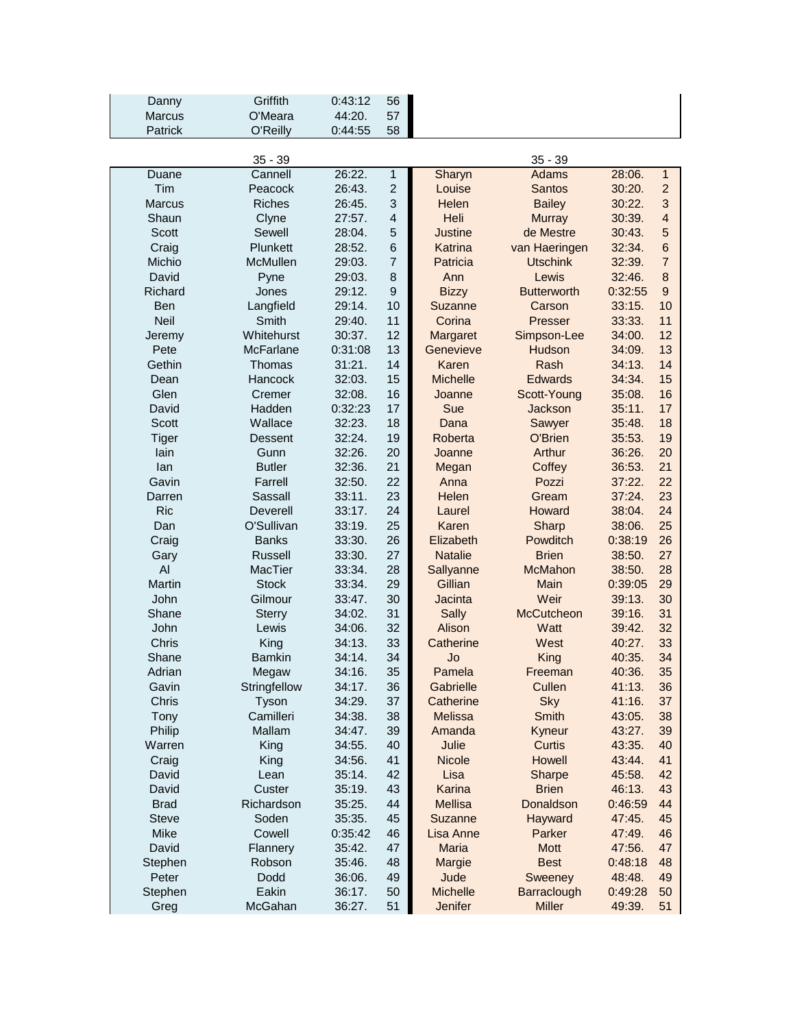| | | | |
|---|---|---|---|
| Danny | Griffith | 0:43:12 | 56 |
| Marcus | O'Meara | 44:20. | 57 |
| Patrick | O'Reilly | 0:44:55 | 58 |

| | 35 - 39 | | | | 35 - 39 | | |
|---|---|---|---|---|---|---|---|
| Duane | Cannell | 26:22. | 1 | Sharyn | Adams | 28:06. | 1 |
| Tim | Peacock | 26:43. | 2 | Louise | Santos | 30:20. | 2 |
| Marcus | Riches | 26:45. | 3 | Helen | Bailey | 30:22. | 3 |
| Shaun | Clyne | 27:57. | 4 | Heli | Murray | 30:39. | 4 |
| Scott | Sewell | 28:04. | 5 | Justine | de Mestre | 30:43. | 5 |
| Craig | Plunkett | 28:52. | 6 | Katrina | van Haeringen | 32:34. | 6 |
| Michio | McMullen | 29:03. | 7 | Patricia | Utschink | 32:39. | 7 |
| David | Pyne | 29:03. | 8 | Ann | Lewis | 32:46. | 8 |
| Richard | Jones | 29:12. | 9 | Bizzy | Butterworth | 0:32:55 | 9 |
| Ben | Langfield | 29:14. | 10 | Suzanne | Carson | 33:15. | 10 |
| Neil | Smith | 29:40. | 11 | Corina | Presser | 33:33. | 11 |
| Jeremy | Whitehurst | 30:37. | 12 | Margaret | Simpson-Lee | 34:00. | 12 |
| Pete | McFarlane | 0:31:08 | 13 | Genevieve | Hudson | 34:09. | 13 |
| Gethin | Thomas | 31:21. | 14 | Karen | Rash | 34:13. | 14 |
| Dean | Hancock | 32:03. | 15 | Michelle | Edwards | 34:34. | 15 |
| Glen | Cremer | 32:08. | 16 | Joanne | Scott-Young | 35:08. | 16 |
| David | Hadden | 0:32:23 | 17 | Sue | Jackson | 35:11. | 17 |
| Scott | Wallace | 32:23. | 18 | Dana | Sawyer | 35:48. | 18 |
| Tiger | Dessent | 32:24. | 19 | Roberta | O'Brien | 35:53. | 19 |
| Iain | Gunn | 32:26. | 20 | Joanne | Arthur | 36:26. | 20 |
| Ian | Butler | 32:36. | 21 | Megan | Coffey | 36:53. | 21 |
| Gavin | Farrell | 32:50. | 22 | Anna | Pozzi | 37:22. | 22 |
| Darren | Sassall | 33:11. | 23 | Helen | Gream | 37:24. | 23 |
| Ric | Deverell | 33:17. | 24 | Laurel | Howard | 38:04. | 24 |
| Dan | O'Sullivan | 33:19. | 25 | Karen | Sharp | 38:06. | 25 |
| Craig | Banks | 33:30. | 26 | Elizabeth | Powditch | 0:38:19 | 26 |
| Gary | Russell | 33:30. | 27 | Natalie | Brien | 38:50. | 27 |
| Al | MacTier | 33:34. | 28 | Sallyanne | McMahon | 38:50. | 28 |
| Martin | Stock | 33:34. | 29 | Gillian | Main | 0:39:05 | 29 |
| John | Gilmour | 33:47. | 30 | Jacinta | Weir | 39:13. | 30 |
| Shane | Sterry | 34:02. | 31 | Sally | McCutcheon | 39:16. | 31 |
| John | Lewis | 34:06. | 32 | Alison | Watt | 39:42. | 32 |
| Chris | King | 34:13. | 33 | Catherine | West | 40:27. | 33 |
| Shane | Bamkin | 34:14. | 34 | Jo | King | 40:35. | 34 |
| Adrian | Megaw | 34:16. | 35 | Pamela | Freeman | 40:36. | 35 |
| Gavin | Stringfellow | 34:17. | 36 | Gabrielle | Cullen | 41:13. | 36 |
| Chris | Tyson | 34:29. | 37 | Catherine | Sky | 41:16. | 37 |
| Tony | Camilleri | 34:38. | 38 | Melissa | Smith | 43:05. | 38 |
| Philip | Mallam | 34:47. | 39 | Amanda | Kyneur | 43:27. | 39 |
| Warren | King | 34:55. | 40 | Julie | Curtis | 43:35. | 40 |
| Craig | King | 34:56. | 41 | Nicole | Howell | 43:44. | 41 |
| David | Lean | 35:14. | 42 | Lisa | Sharpe | 45:58. | 42 |
| David | Custer | 35:19. | 43 | Karina | Brien | 46:13. | 43 |
| Brad | Richardson | 35:25. | 44 | Mellisa | Donaldson | 0:46:59 | 44 |
| Steve | Soden | 35:35. | 45 | Suzanne | Hayward | 47:45. | 45 |
| Mike | Cowell | 0:35:42 | 46 | Lisa Anne | Parker | 47:49. | 46 |
| David | Flannery | 35:42. | 47 | Maria | Mott | 47:56. | 47 |
| Stephen | Robson | 35:46. | 48 | Margie | Best | 0:48:18 | 48 |
| Peter | Dodd | 36:06. | 49 | Jude | Sweeney | 48:48. | 49 |
| Stephen | Eakin | 36:17. | 50 | Michelle | Barraclough | 0:49:28 | 50 |
| Greg | McGahan | 36:27. | 51 | Jenifer | Miller | 49:39. | 51 |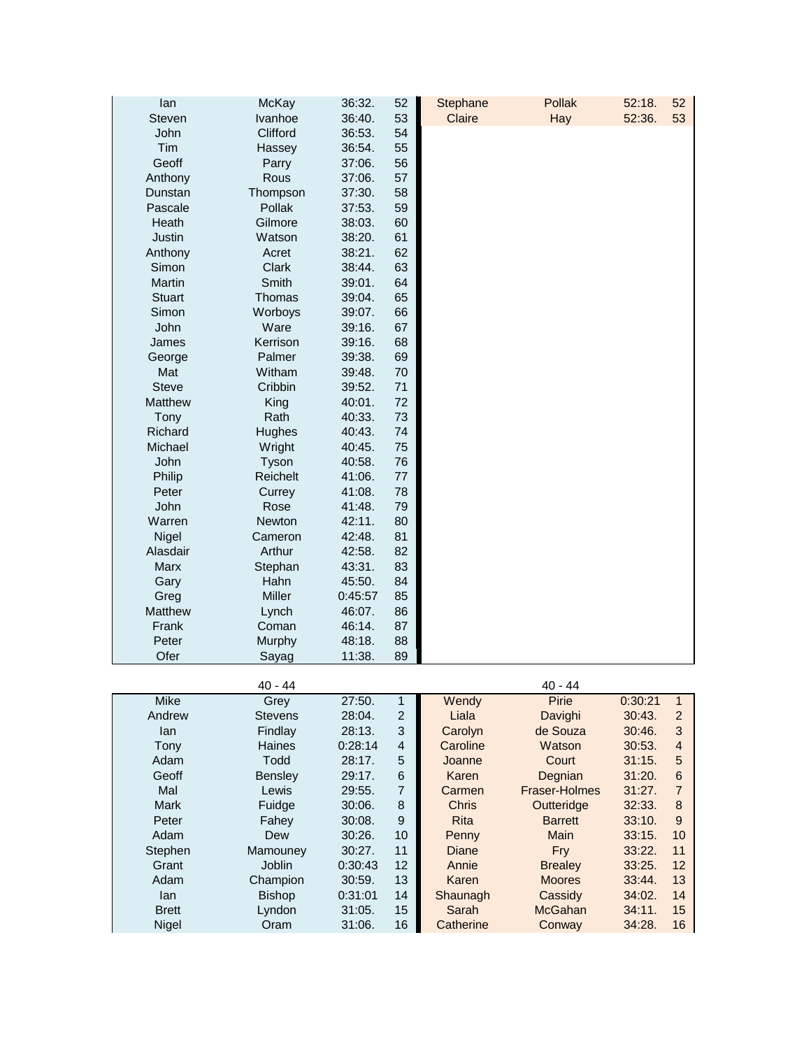| | | | | | | | |
|---|---|---|---|---|---|---|---|
| Ian | McKay | 36:32. | 52 | Stephane | Pollak | 52:18. | 52 |
| Steven | Ivanhoe | 36:40. | 53 | Claire | Hay | 52:36. | 53 |
| John | Clifford | 36:53. | 54 | | | | |
| Tim | Hassey | 36:54. | 55 | | | | |
| Geoff | Parry | 37:06. | 56 | | | | |
| Anthony | Rous | 37:06. | 57 | | | | |
| Dunstan | Thompson | 37:30. | 58 | | | | |
| Pascale | Pollak | 37:53. | 59 | | | | |
| Heath | Gilmore | 38:03. | 60 | | | | |
| Justin | Watson | 38:20. | 61 | | | | |
| Anthony | Acret | 38:21. | 62 | | | | |
| Simon | Clark | 38:44. | 63 | | | | |
| Martin | Smith | 39:01. | 64 | | | | |
| Stuart | Thomas | 39:04. | 65 | | | | |
| Simon | Worboys | 39:07. | 66 | | | | |
| John | Ware | 39:16. | 67 | | | | |
| James | Kerrison | 39:16. | 68 | | | | |
| George | Palmer | 39:38. | 69 | | | | |
| Mat | Witham | 39:48. | 70 | | | | |
| Steve | Cribbin | 39:52. | 71 | | | | |
| Matthew | King | 40:01. | 72 | | | | |
| Tony | Rath | 40:33. | 73 | | | | |
| Richard | Hughes | 40:43. | 74 | | | | |
| Michael | Wright | 40:45. | 75 | | | | |
| John | Tyson | 40:58. | 76 | | | | |
| Philip | Reichelt | 41:06. | 77 | | | | |
| Peter | Currey | 41:08. | 78 | | | | |
| John | Rose | 41:48. | 79 | | | | |
| Warren | Newton | 42:11. | 80 | | | | |
| Nigel | Cameron | 42:48. | 81 | | | | |
| Alasdair | Arthur | 42:58. | 82 | | | | |
| Marx | Stephan | 43:31. | 83 | | | | |
| Gary | Hahn | 45:50. | 84 | | | | |
| Greg | Miller | 0:45:57 | 85 | | | | |
| Matthew | Lynch | 46:07. | 86 | | | | |
| Frank | Coman | 46:14. | 87 | | | | |
| Peter | Murphy | 48:18. | 88 | | | | |
| Ofer | Sayag | 11:38. | 89 | | | | |

| | 40 - 44 | | | | 40 - 44 | | |
|---|---|---|---|---|---|---|---|
| Mike | Grey | 27:50. | 1 | Wendy | Pirie | 0:30:21 | 1 |
| Andrew | Stevens | 28:04. | 2 | Liala | Davighi | 30:43. | 2 |
| Ian | Findlay | 28:13. | 3 | Carolyn | de Souza | 30:46. | 3 |
| Tony | Haines | 0:28:14 | 4 | Caroline | Watson | 30:53. | 4 |
| Adam | Todd | 28:17. | 5 | Joanne | Court | 31:15. | 5 |
| Geoff | Bensley | 29:17. | 6 | Karen | Degnian | 31:20. | 6 |
| Mal | Lewis | 29:55. | 7 | Carmen | Fraser-Holmes | 31:27. | 7 |
| Mark | Fuidge | 30:06. | 8 | Chris | Outteridge | 32:33. | 8 |
| Peter | Fahey | 30:08. | 9 | Rita | Barrett | 33:10. | 9 |
| Adam | Dew | 30:26. | 10 | Penny | Main | 33:15. | 10 |
| Stephen | Mamouney | 30:27. | 11 | Diane | Fry | 33:22. | 11 |
| Grant | Joblin | 0:30:43 | 12 | Annie | Brealey | 33:25. | 12 |
| Adam | Champion | 30:59. | 13 | Karen | Moores | 33:44. | 13 |
| Ian | Bishop | 0:31:01 | 14 | Shaunagh | Cassidy | 34:02. | 14 |
| Brett | Lyndon | 31:05. | 15 | Sarah | McGahan | 34:11. | 15 |
| Nigel | Oram | 31:06. | 16 | Catherine | Conway | 34:28. | 16 |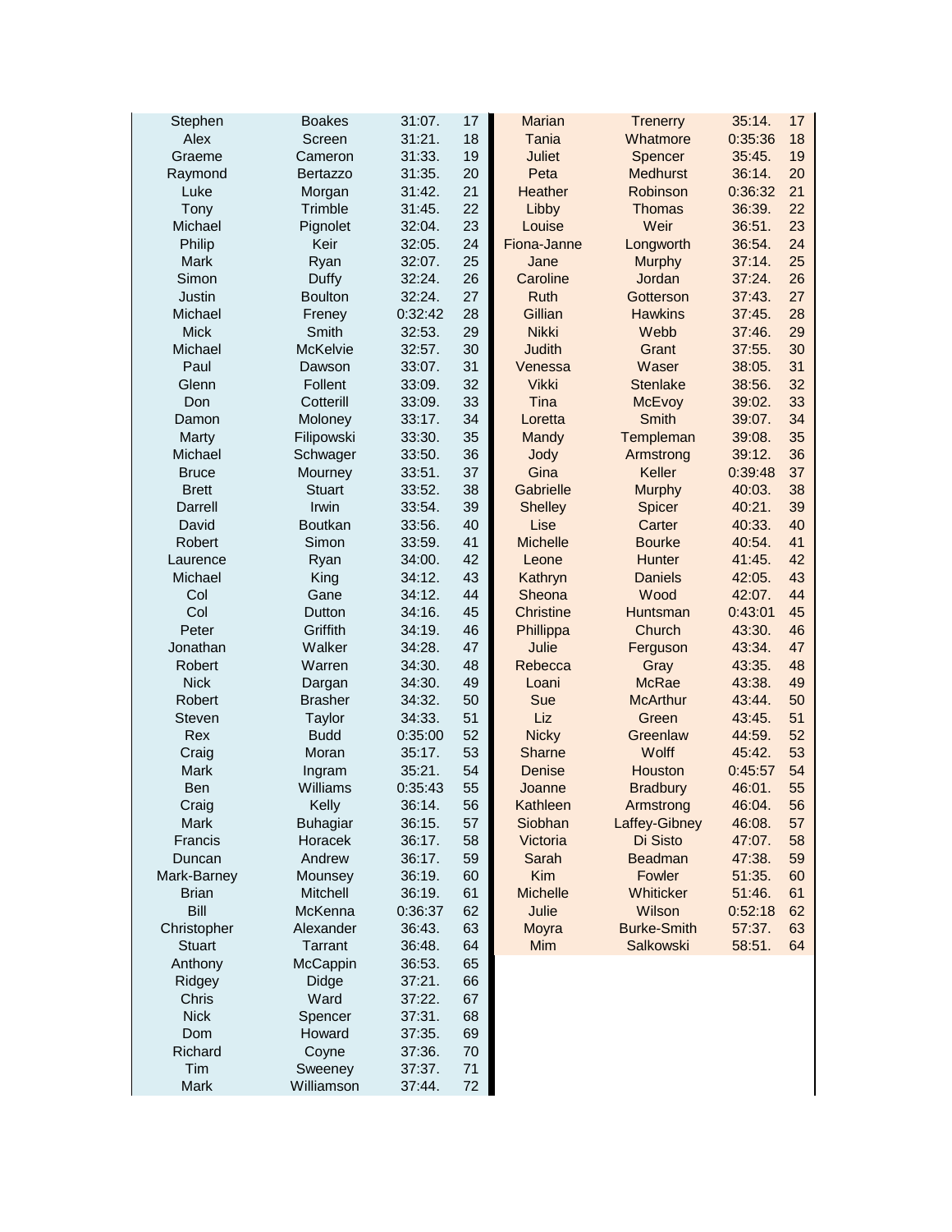| | | | | | | | |
|---|---|---|---|---|---|---|---|
| Stephen | Boakes | 31:07. | 17 | Marian | Trenerry | 35:14. | 17 |
| Alex | Screen | 31:21. | 18 | Tania | Whatmore | 0:35:36 | 18 |
| Graeme | Cameron | 31:33. | 19 | Juliet | Spencer | 35:45. | 19 |
| Raymond | Bertazzo | 31:35. | 20 | Peta | Medhurst | 36:14. | 20 |
| Luke | Morgan | 31:42. | 21 | Heather | Robinson | 0:36:32 | 21 |
| Tony | Trimble | 31:45. | 22 | Libby | Thomas | 36:39. | 22 |
| Michael | Pignolet | 32:04. | 23 | Louise | Weir | 36:51. | 23 |
| Philip | Keir | 32:05. | 24 | Fiona-Janne | Longworth | 36:54. | 24 |
| Mark | Ryan | 32:07. | 25 | Jane | Murphy | 37:14. | 25 |
| Simon | Duffy | 32:24. | 26 | Caroline | Jordan | 37:24. | 26 |
| Justin | Boulton | 32:24. | 27 | Ruth | Gotterson | 37:43. | 27 |
| Michael | Freney | 0:32:42 | 28 | Gillian | Hawkins | 37:45. | 28 |
| Mick | Smith | 32:53. | 29 | Nikki | Webb | 37:46. | 29 |
| Michael | McKelvie | 32:57. | 30 | Judith | Grant | 37:55. | 30 |
| Paul | Dawson | 33:07. | 31 | Venessa | Waser | 38:05. | 31 |
| Glenn | Follent | 33:09. | 32 | Vikki | Stenlake | 38:56. | 32 |
| Don | Cotterill | 33:09. | 33 | Tina | McEvoy | 39:02. | 33 |
| Damon | Moloney | 33:17. | 34 | Loretta | Smith | 39:07. | 34 |
| Marty | Filipowski | 33:30. | 35 | Mandy | Templeman | 39:08. | 35 |
| Michael | Schwager | 33:50. | 36 | Jody | Armstrong | 39:12. | 36 |
| Bruce | Mourney | 33:51. | 37 | Gina | Keller | 0:39:48 | 37 |
| Brett | Stuart | 33:52. | 38 | Gabrielle | Murphy | 40:03. | 38 |
| Darrell | Irwin | 33:54. | 39 | Shelley | Spicer | 40:21. | 39 |
| David | Boutkan | 33:56. | 40 | Lise | Carter | 40:33. | 40 |
| Robert | Simon | 33:59. | 41 | Michelle | Bourke | 40:54. | 41 |
| Laurence | Ryan | 34:00. | 42 | Leone | Hunter | 41:45. | 42 |
| Michael | King | 34:12. | 43 | Kathryn | Daniels | 42:05. | 43 |
| Col | Gane | 34:12. | 44 | Sheona | Wood | 42:07. | 44 |
| Col | Dutton | 34:16. | 45 | Christine | Huntsman | 0:43:01 | 45 |
| Peter | Griffith | 34:19. | 46 | Phillippa | Church | 43:30. | 46 |
| Jonathan | Walker | 34:28. | 47 | Julie | Ferguson | 43:34. | 47 |
| Robert | Warren | 34:30. | 48 | Rebecca | Gray | 43:35. | 48 |
| Nick | Dargan | 34:30. | 49 | Loani | McRae | 43:38. | 49 |
| Robert | Brasher | 34:32. | 50 | Sue | McArthur | 43:44. | 50 |
| Steven | Taylor | 34:33. | 51 | Liz | Green | 43:45. | 51 |
| Rex | Budd | 0:35:00 | 52 | Nicky | Greenlaw | 44:59. | 52 |
| Craig | Moran | 35:17. | 53 | Sharne | Wolff | 45:42. | 53 |
| Mark | Ingram | 35:21. | 54 | Denise | Houston | 0:45:57 | 54 |
| Ben | Williams | 0:35:43 | 55 | Joanne | Bradbury | 46:01. | 55 |
| Craig | Kelly | 36:14. | 56 | Kathleen | Armstrong | 46:04. | 56 |
| Mark | Buhagiar | 36:15. | 57 | Siobhan | Laffey-Gibney | 46:08. | 57 |
| Francis | Horacek | 36:17. | 58 | Victoria | Di Sisto | 47:07. | 58 |
| Duncan | Andrew | 36:17. | 59 | Sarah | Beadman | 47:38. | 59 |
| Mark-Barney | Mounsey | 36:19. | 60 | Kim | Fowler | 51:35. | 60 |
| Brian | Mitchell | 36:19. | 61 | Michelle | Whiticker | 51:46. | 61 |
| Bill | McKenna | 0:36:37 | 62 | Julie | Wilson | 0:52:18 | 62 |
| Christopher | Alexander | 36:43. | 63 | Moyra | Burke-Smith | 57:37. | 63 |
| Stuart | Tarrant | 36:48. | 64 | Mim | Salkowski | 58:51. | 64 |
| Anthony | McCappin | 36:53. | 65 | | | | |
| Ridgey | Didge | 37:21. | 66 | | | | |
| Chris | Ward | 37:22. | 67 | | | | |
| Nick | Spencer | 37:31. | 68 | | | | |
| Dom | Howard | 37:35. | 69 | | | | |
| Richard | Coyne | 37:36. | 70 | | | | |
| Tim | Sweeney | 37:37. | 71 | | | | |
| Mark | Williamson | 37:44. | 72 | | | | |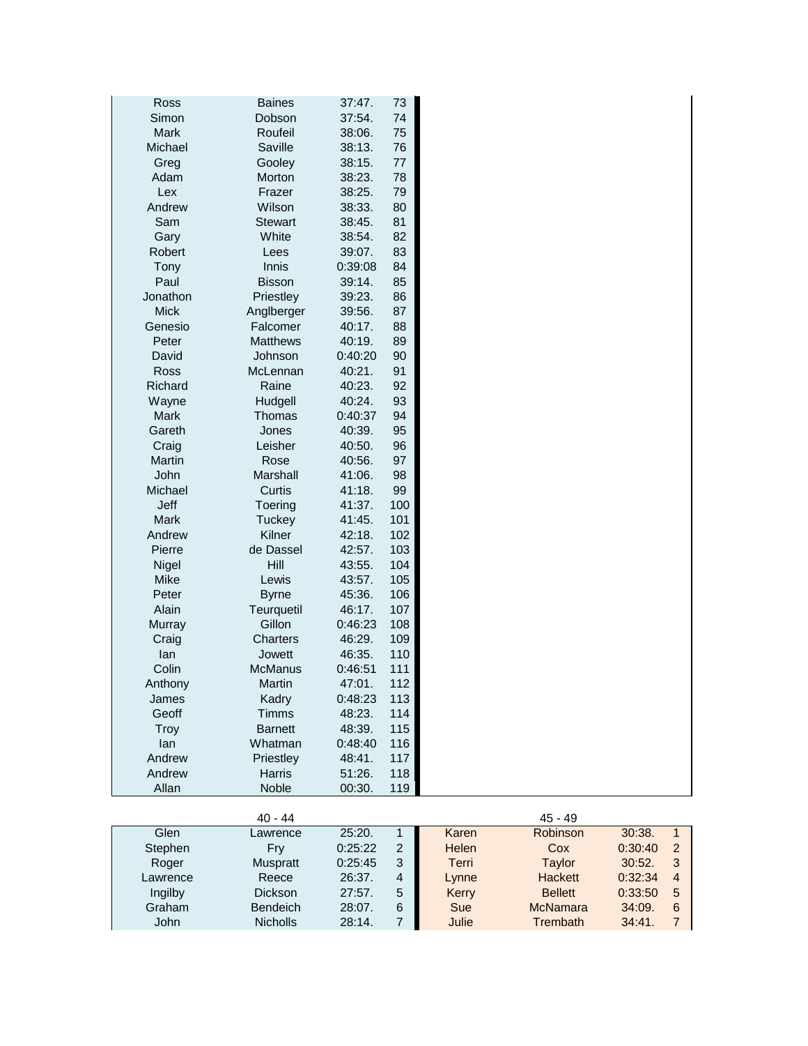| | | | |
|---|---|---|---|
| Ross | Baines | 37:47. | 73 |
| Simon | Dobson | 37:54. | 74 |
| Mark | Roufeil | 38:06. | 75 |
| Michael | Saville | 38:13. | 76 |
| Greg | Gooley | 38:15. | 77 |
| Adam | Morton | 38:23. | 78 |
| Lex | Frazer | 38:25. | 79 |
| Andrew | Wilson | 38:33. | 80 |
| Sam | Stewart | 38:45. | 81 |
| Gary | White | 38:54. | 82 |
| Robert | Lees | 39:07. | 83 |
| Tony | Innis | 0:39:08 | 84 |
| Paul | Bisson | 39:14. | 85 |
| Jonathon | Priestley | 39:23. | 86 |
| Mick | Anglberger | 39:56. | 87 |
| Genesio | Falcomer | 40:17. | 88 |
| Peter | Matthews | 40:19. | 89 |
| David | Johnson | 0:40:20 | 90 |
| Ross | McLennan | 40:21. | 91 |
| Richard | Raine | 40:23. | 92 |
| Wayne | Hudgell | 40:24. | 93 |
| Mark | Thomas | 0:40:37 | 94 |
| Gareth | Jones | 40:39. | 95 |
| Craig | Leisher | 40:50. | 96 |
| Martin | Rose | 40:56. | 97 |
| John | Marshall | 41:06. | 98 |
| Michael | Curtis | 41:18. | 99 |
| Jeff | Toering | 41:37. | 100 |
| Mark | Tuckey | 41:45. | 101 |
| Andrew | Kilner | 42:18. | 102 |
| Pierre | de Dassel | 42:57. | 103 |
| Nigel | Hill | 43:55. | 104 |
| Mike | Lewis | 43:57. | 105 |
| Peter | Byrne | 45:36. | 106 |
| Alain | Teurquetil | 46:17. | 107 |
| Murray | Gillon | 0:46:23 | 108 |
| Craig | Charters | 46:29. | 109 |
| Ian | Jowett | 46:35. | 110 |
| Colin | McManus | 0:46:51 | 111 |
| Anthony | Martin | 47:01. | 112 |
| James | Kadry | 0:48:23 | 113 |
| Geoff | Timms | 48:23. | 114 |
| Troy | Barnett | 48:39. | 115 |
| Ian | Whatman | 0:48:40 | 116 |
| Andrew | Priestley | 48:41. | 117 |
| Andrew | Harris | 51:26. | 118 |
| Allan | Noble | 00:30. | 119 |

| | 40 - 44 | | | | 45 - 49 | | |
|---|---|---|---|---|---|---|---|
| Glen | Lawrence | 25:20. | 1 | Karen | Robinson | 30:38. | 1 |
| Stephen | Fry | 0:25:22 | 2 | Helen | Cox | 0:30:40 | 2 |
| Roger | Muspratt | 0:25:45 | 3 | Terri | Taylor | 30:52. | 3 |
| Lawrence | Reece | 26:37. | 4 | Lynne | Hackett | 0:32:34 | 4 |
| Ingilby | Dickson | 27:57. | 5 | Kerry | Bellett | 0:33:50 | 5 |
| Graham | Bendeich | 28:07. | 6 | Sue | McNamara | 34:09. | 6 |
| John | Nicholls | 28:14. | 7 | Julie | Trembath | 34:41. | 7 |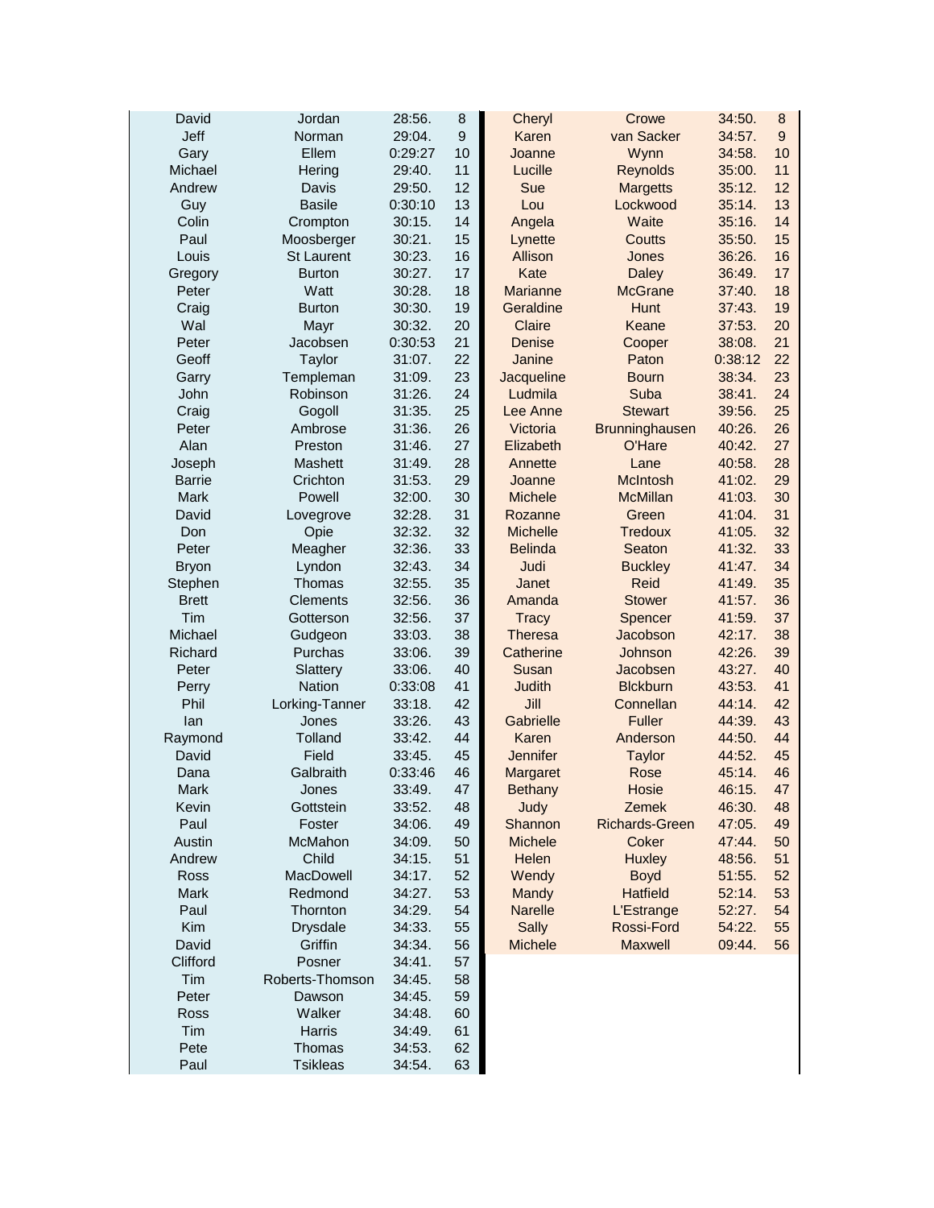| | | | | | | | |
|---|---|---|---|---|---|---|---|
| David | Jordan | 28:56. | 8 | Cheryl | Crowe | 34:50. | 8 |
| Jeff | Norman | 29:04. | 9 | Karen | van Sacker | 34:57. | 9 |
| Gary | Ellem | 0:29:27 | 10 | Joanne | Wynn | 34:58. | 10 |
| Michael | Hering | 29:40. | 11 | Lucille | Reynolds | 35:00. | 11 |
| Andrew | Davis | 29:50. | 12 | Sue | Margetts | 35:12. | 12 |
| Guy | Basile | 0:30:10 | 13 | Lou | Lockwood | 35:14. | 13 |
| Colin | Crompton | 30:15. | 14 | Angela | Waite | 35:16. | 14 |
| Paul | Moosberger | 30:21. | 15 | Lynette | Coutts | 35:50. | 15 |
| Louis | St Laurent | 30:23. | 16 | Allison | Jones | 36:26. | 16 |
| Gregory | Burton | 30:27. | 17 | Kate | Daley | 36:49. | 17 |
| Peter | Watt | 30:28. | 18 | Marianne | McGrane | 37:40. | 18 |
| Craig | Burton | 30:30. | 19 | Geraldine | Hunt | 37:43. | 19 |
| Wal | Mayr | 30:32. | 20 | Claire | Keane | 37:53. | 20 |
| Peter | Jacobsen | 0:30:53 | 21 | Denise | Cooper | 38:08. | 21 |
| Geoff | Taylor | 31:07. | 22 | Janine | Paton | 0:38:12 | 22 |
| Garry | Templeman | 31:09. | 23 | Jacqueline | Bourn | 38:34. | 23 |
| John | Robinson | 31:26. | 24 | Ludmila | Suba | 38:41. | 24 |
| Craig | Gogoll | 31:35. | 25 | Lee Anne | Stewart | 39:56. | 25 |
| Peter | Ambrose | 31:36. | 26 | Victoria | Brunninghausen | 40:26. | 26 |
| Alan | Preston | 31:46. | 27 | Elizabeth | O'Hare | 40:42. | 27 |
| Joseph | Mashett | 31:49. | 28 | Annette | Lane | 40:58. | 28 |
| Barrie | Crichton | 31:53. | 29 | Joanne | McIntosh | 41:02. | 29 |
| Mark | Powell | 32:00. | 30 | Michele | McMillan | 41:03. | 30 |
| David | Lovegrove | 32:28. | 31 | Rozanne | Green | 41:04. | 31 |
| Don | Opie | 32:32. | 32 | Michelle | Tredoux | 41:05. | 32 |
| Peter | Meagher | 32:36. | 33 | Belinda | Seaton | 41:32. | 33 |
| Bryon | Lyndon | 32:43. | 34 | Judi | Buckley | 41:47. | 34 |
| Stephen | Thomas | 32:55. | 35 | Janet | Reid | 41:49. | 35 |
| Brett | Clements | 32:56. | 36 | Amanda | Stower | 41:57. | 36 |
| Tim | Gotterson | 32:56. | 37 | Tracy | Spencer | 41:59. | 37 |
| Michael | Gudgeon | 33:03. | 38 | Theresa | Jacobson | 42:17. | 38 |
| Richard | Purchas | 33:06. | 39 | Catherine | Johnson | 42:26. | 39 |
| Peter | Slattery | 33:06. | 40 | Susan | Jacobsen | 43:27. | 40 |
| Perry | Nation | 0:33:08 | 41 | Judith | Blckburn | 43:53. | 41 |
| Phil | Lorking-Tanner | 33:18. | 42 | Jill | Connellan | 44:14. | 42 |
| Ian | Jones | 33:26. | 43 | Gabrielle | Fuller | 44:39. | 43 |
| Raymond | Tolland | 33:42. | 44 | Karen | Anderson | 44:50. | 44 |
| David | Field | 33:45. | 45 | Jennifer | Taylor | 44:52. | 45 |
| Dana | Galbraith | 0:33:46 | 46 | Margaret | Rose | 45:14. | 46 |
| Mark | Jones | 33:49. | 47 | Bethany | Hosie | 46:15. | 47 |
| Kevin | Gottstein | 33:52. | 48 | Judy | Zemek | 46:30. | 48 |
| Paul | Foster | 34:06. | 49 | Shannon | Richards-Green | 47:05. | 49 |
| Austin | McMahon | 34:09. | 50 | Michele | Coker | 47:44. | 50 |
| Andrew | Child | 34:15. | 51 | Helen | Huxley | 48:56. | 51 |
| Ross | MacDowell | 34:17. | 52 | Wendy | Boyd | 51:55. | 52 |
| Mark | Redmond | 34:27. | 53 | Mandy | Hatfield | 52:14. | 53 |
| Paul | Thornton | 34:29. | 54 | Narelle | L'Estrange | 52:27. | 54 |
| Kim | Drysdale | 34:33. | 55 | Sally | Rossi-Ford | 54:22. | 55 |
| David | Griffin | 34:34. | 56 | Michele | Maxwell | 09:44. | 56 |
| Clifford | Posner | 34:41. | 57 | | | | |
| Tim | Roberts-Thomson | 34:45. | 58 | | | | |
| Peter | Dawson | 34:45. | 59 | | | | |
| Ross | Walker | 34:48. | 60 | | | | |
| Tim | Harris | 34:49. | 61 | | | | |
| Pete | Thomas | 34:53. | 62 | | | | |
| Paul | Tsikleas | 34:54. | 63 | | | | |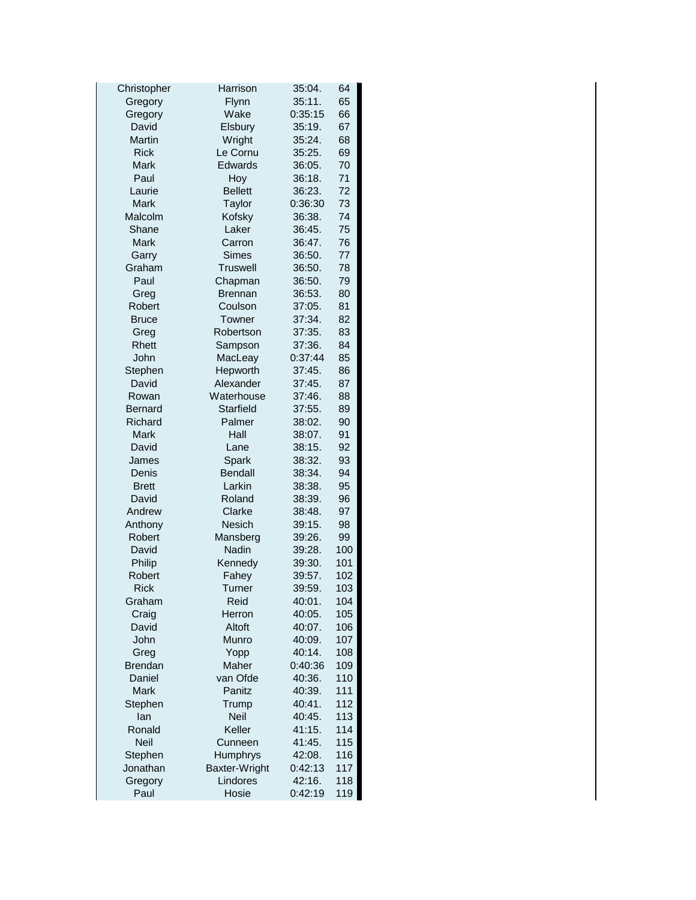| | | | |
|---|---|---|---|
| Christopher | Harrison | 35:04. | 64 |
| Gregory | Flynn | 35:11. | 65 |
| Gregory | Wake | 0:35:15 | 66 |
| David | Elsbury | 35:19. | 67 |
| Martin | Wright | 35:24. | 68 |
| Rick | Le Cornu | 35:25. | 69 |
| Mark | Edwards | 36:05. | 70 |
| Paul | Hoy | 36:18. | 71 |
| Laurie | Bellett | 36:23. | 72 |
| Mark | Taylor | 0:36:30 | 73 |
| Malcolm | Kofsky | 36:38. | 74 |
| Shane | Laker | 36:45. | 75 |
| Mark | Carron | 36:47. | 76 |
| Garry | Simes | 36:50. | 77 |
| Graham | Truswell | 36:50. | 78 |
| Paul | Chapman | 36:50. | 79 |
| Greg | Brennan | 36:53. | 80 |
| Robert | Coulson | 37:05. | 81 |
| Bruce | Towner | 37:34. | 82 |
| Greg | Robertson | 37:35. | 83 |
| Rhett | Sampson | 37:36. | 84 |
| John | MacLeay | 0:37:44 | 85 |
| Stephen | Hepworth | 37:45. | 86 |
| David | Alexander | 37:45. | 87 |
| Rowan | Waterhouse | 37:46. | 88 |
| Bernard | Starfield | 37:55. | 89 |
| Richard | Palmer | 38:02. | 90 |
| Mark | Hall | 38:07. | 91 |
| David | Lane | 38:15. | 92 |
| James | Spark | 38:32. | 93 |
| Denis | Bendall | 38:34. | 94 |
| Brett | Larkin | 38:38. | 95 |
| David | Roland | 38:39. | 96 |
| Andrew | Clarke | 38:48. | 97 |
| Anthony | Nesich | 39:15. | 98 |
| Robert | Mansberg | 39:26. | 99 |
| David | Nadin | 39:28. | 100 |
| Philip | Kennedy | 39:30. | 101 |
| Robert | Fahey | 39:57. | 102 |
| Rick | Turner | 39:59. | 103 |
| Graham | Reid | 40:01. | 104 |
| Craig | Herron | 40:05. | 105 |
| David | Altoft | 40:07. | 106 |
| John | Munro | 40:09. | 107 |
| Greg | Yopp | 40:14. | 108 |
| Brendan | Maher | 0:40:36 | 109 |
| Daniel | van Ofde | 40:36. | 110 |
| Mark | Panitz | 40:39. | 111 |
| Stephen | Trump | 40:41. | 112 |
| Ian | Neil | 40:45. | 113 |
| Ronald | Keller | 41:15. | 114 |
| Neil | Cunneen | 41:45. | 115 |
| Stephen | Humphrys | 42:08. | 116 |
| Jonathan | Baxter-Wright | 0:42:13 | 117 |
| Gregory | Lindores | 42:16. | 118 |
| Paul | Hosie | 0:42:19 | 119 |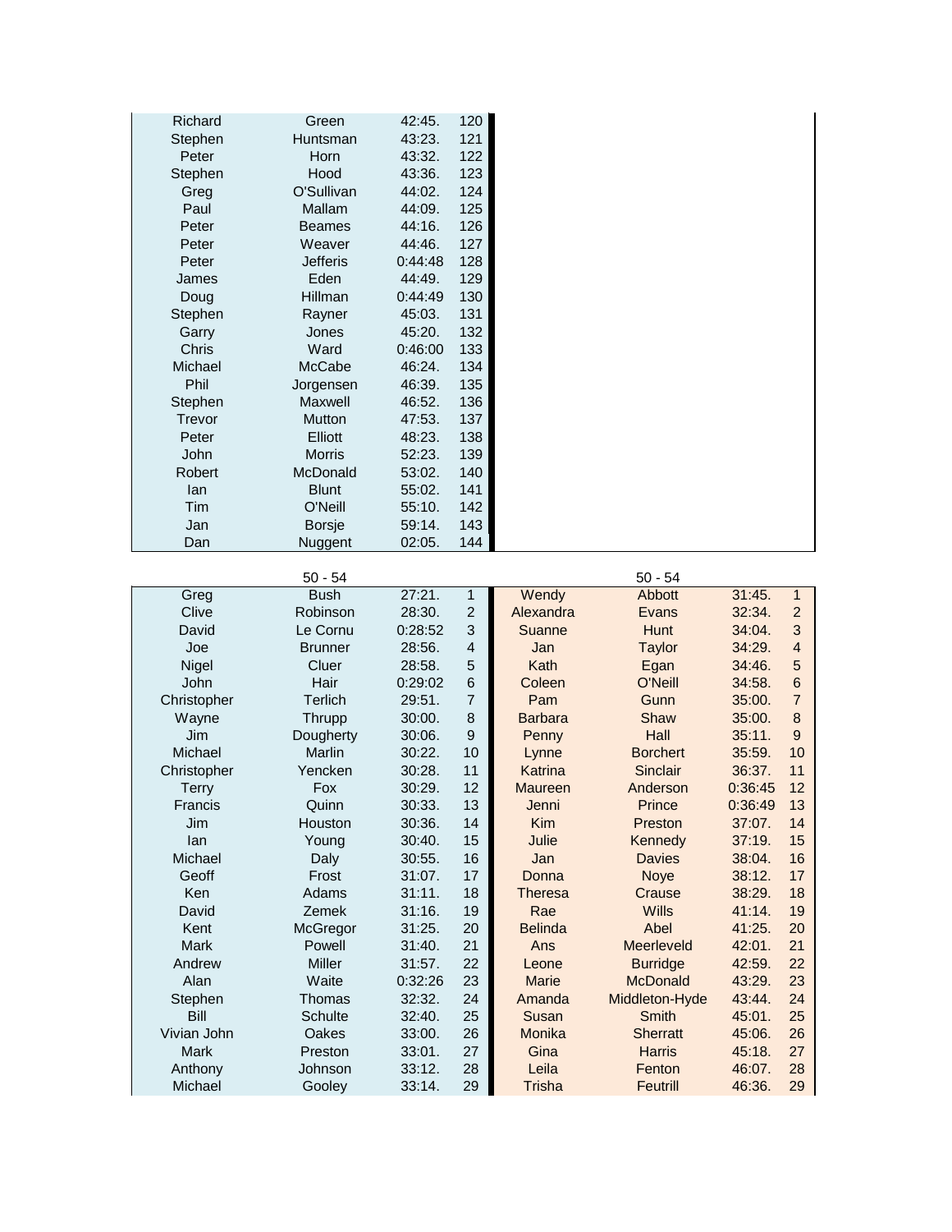| | | | |
|---|---|---|---|
| Richard | Green | 42:45. | 120 |
| Stephen | Huntsman | 43:23. | 121 |
| Peter | Horn | 43:32. | 122 |
| Stephen | Hood | 43:36. | 123 |
| Greg | O'Sullivan | 44:02. | 124 |
| Paul | Mallam | 44:09. | 125 |
| Peter | Beames | 44:16. | 126 |
| Peter | Weaver | 44:46. | 127 |
| Peter | Jefferis | 0:44:48 | 128 |
| James | Eden | 44:49. | 129 |
| Doug | Hillman | 0:44:49 | 130 |
| Stephen | Rayner | 45:03. | 131 |
| Garry | Jones | 45:20. | 132 |
| Chris | Ward | 0:46:00 | 133 |
| Michael | McCabe | 46:24. | 134 |
| Phil | Jorgensen | 46:39. | 135 |
| Stephen | Maxwell | 46:52. | 136 |
| Trevor | Mutton | 47:53. | 137 |
| Peter | Elliott | 48:23. | 138 |
| John | Morris | 52:23. | 139 |
| Robert | McDonald | 53:02. | 140 |
| Ian | Blunt | 55:02. | 141 |
| Tim | O'Neill | 55:10. | 142 |
| Jan | Borsje | 59:14. | 143 |
| Dan | Nuggent | 02:05. | 144 |

| | 50 - 54 | | | | 50 - 54 | | |
|---|---|---|---|---|---|---|---|
| Greg | Bush | 27:21. | 1 | Wendy | Abbott | 31:45. | 1 |
| Clive | Robinson | 28:30. | 2 | Alexandra | Evans | 32:34. | 2 |
| David | Le Cornu | 0:28:52 | 3 | Suanne | Hunt | 34:04. | 3 |
| Joe | Brunner | 28:56. | 4 | Jan | Taylor | 34:29. | 4 |
| Nigel | Cluer | 28:58. | 5 | Kath | Egan | 34:46. | 5 |
| John | Hair | 0:29:02 | 6 | Coleen | O'Neill | 34:58. | 6 |
| Christopher | Terlich | 29:51. | 7 | Pam | Gunn | 35:00. | 7 |
| Wayne | Thrupp | 30:00. | 8 | Barbara | Shaw | 35:00. | 8 |
| Jim | Dougherty | 30:06. | 9 | Penny | Hall | 35:11. | 9 |
| Michael | Marlin | 30:22. | 10 | Lynne | Borchert | 35:59. | 10 |
| Christopher | Yencken | 30:28. | 11 | Katrina | Sinclair | 36:37. | 11 |
| Terry | Fox | 30:29. | 12 | Maureen | Anderson | 0:36:45 | 12 |
| Francis | Quinn | 30:33. | 13 | Jenni | Prince | 0:36:49 | 13 |
| Jim | Houston | 30:36. | 14 | Kim | Preston | 37:07. | 14 |
| Ian | Young | 30:40. | 15 | Julie | Kennedy | 37:19. | 15 |
| Michael | Daly | 30:55. | 16 | Jan | Davies | 38:04. | 16 |
| Geoff | Frost | 31:07. | 17 | Donna | Noye | 38:12. | 17 |
| Ken | Adams | 31:11. | 18 | Theresa | Crause | 38:29. | 18 |
| David | Zemek | 31:16. | 19 | Rae | Wills | 41:14. | 19 |
| Kent | McGregor | 31:25. | 20 | Belinda | Abel | 41:25. | 20 |
| Mark | Powell | 31:40. | 21 | Ans | Meerleveld | 42:01. | 21 |
| Andrew | Miller | 31:57. | 22 | Leone | Burridge | 42:59. | 22 |
| Alan | Waite | 0:32:26 | 23 | Marie | McDonald | 43:29. | 23 |
| Stephen | Thomas | 32:32. | 24 | Amanda | Middleton-Hyde | 43:44. | 24 |
| Bill | Schulte | 32:40. | 25 | Susan | Smith | 45:01. | 25 |
| Vivian John | Oakes | 33:00. | 26 | Monika | Sherratt | 45:06. | 26 |
| Mark | Preston | 33:01. | 27 | Gina | Harris | 45:18. | 27 |
| Anthony | Johnson | 33:12. | 28 | Leila | Fenton | 46:07. | 28 |
| Michael | Gooley | 33:14. | 29 | Trisha | Feutrill | 46:36. | 29 |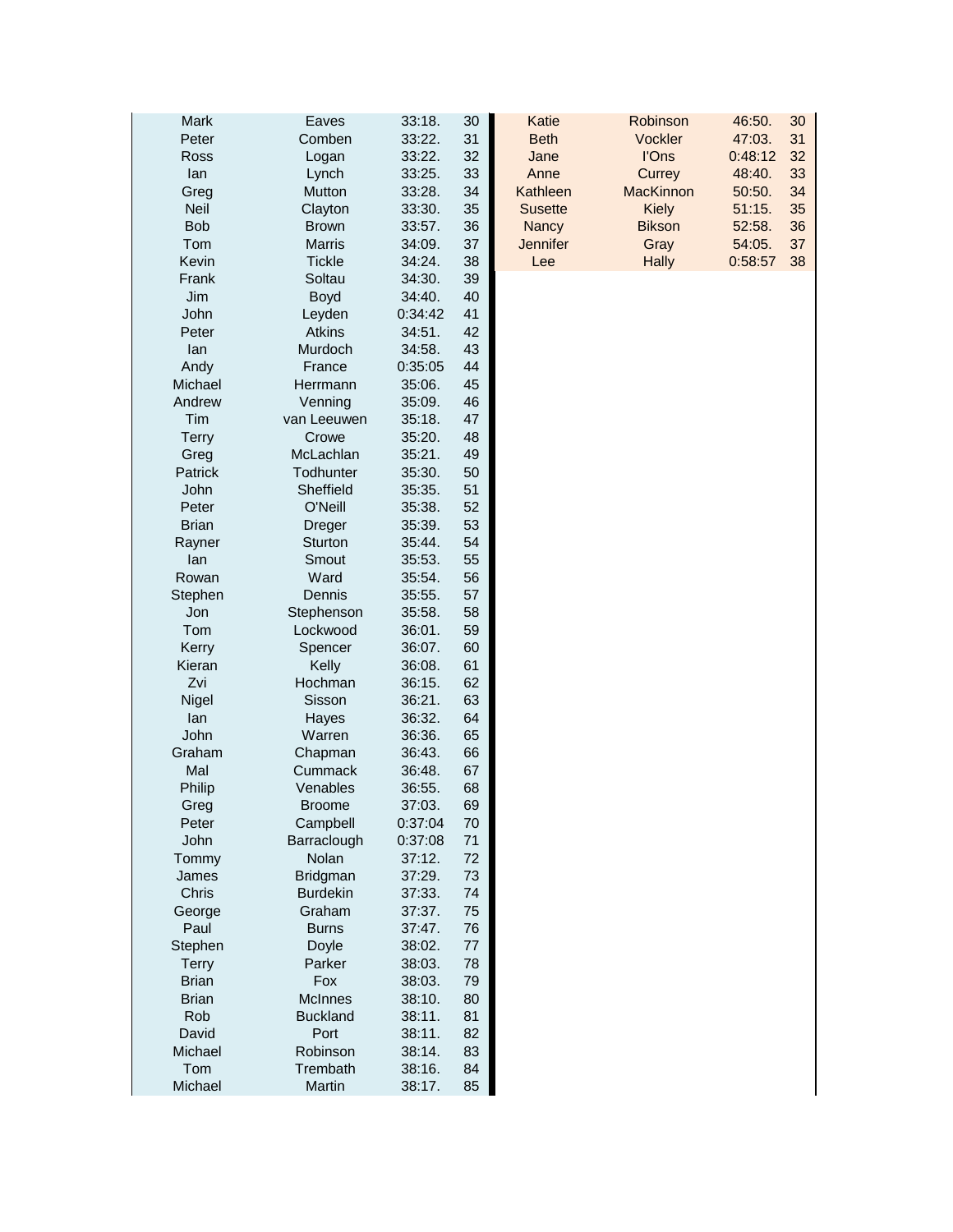| | | | |
|---|---|---|---|
| Mark | Eaves | 33:18. | 30 |
| Peter | Comben | 33:22. | 31 |
| Ross | Logan | 33:22. | 32 |
| Ian | Lynch | 33:25. | 33 |
| Greg | Mutton | 33:28. | 34 |
| Neil | Clayton | 33:30. | 35 |
| Bob | Brown | 33:57. | 36 |
| Tom | Marris | 34:09. | 37 |
| Kevin | Tickle | 34:24. | 38 |
| Frank | Soltau | 34:30. | 39 |
| Jim | Boyd | 34:40. | 40 |
| John | Leyden | 0:34:42 | 41 |
| Peter | Atkins | 34:51. | 42 |
| Ian | Murdoch | 34:58. | 43 |
| Andy | France | 0:35:05 | 44 |
| Michael | Herrmann | 35:06. | 45 |
| Andrew | Venning | 35:09. | 46 |
| Tim | van Leeuwen | 35:18. | 47 |
| Terry | Crowe | 35:20. | 48 |
| Greg | McLachlan | 35:21. | 49 |
| Patrick | Todhunter | 35:30. | 50 |
| John | Sheffield | 35:35. | 51 |
| Peter | O'Neill | 35:38. | 52 |
| Brian | Dreger | 35:39. | 53 |
| Rayner | Sturton | 35:44. | 54 |
| Ian | Smout | 35:53. | 55 |
| Rowan | Ward | 35:54. | 56 |
| Stephen | Dennis | 35:55. | 57 |
| Jon | Stephenson | 35:58. | 58 |
| Tom | Lockwood | 36:01. | 59 |
| Kerry | Spencer | 36:07. | 60 |
| Kieran | Kelly | 36:08. | 61 |
| Zvi | Hochman | 36:15. | 62 |
| Nigel | Sisson | 36:21. | 63 |
| Ian | Hayes | 36:32. | 64 |
| John | Warren | 36:36. | 65 |
| Graham | Chapman | 36:43. | 66 |
| Mal | Cummack | 36:48. | 67 |
| Philip | Venables | 36:55. | 68 |
| Greg | Broome | 37:03. | 69 |
| Peter | Campbell | 0:37:04 | 70 |
| John | Barraclough | 0:37:08 | 71 |
| Tommy | Nolan | 37:12. | 72 |
| James | Bridgman | 37:29. | 73 |
| Chris | Burdekin | 37:33. | 74 |
| George | Graham | 37:37. | 75 |
| Paul | Burns | 37:47. | 76 |
| Stephen | Doyle | 38:02. | 77 |
| Terry | Parker | 38:03. | 78 |
| Brian | Fox | 38:03. | 79 |
| Brian | McInnes | 38:10. | 80 |
| Rob | Buckland | 38:11. | 81 |
| David | Port | 38:11. | 82 |
| Michael | Robinson | 38:14. | 83 |
| Tom | Trembath | 38:16. | 84 |
| Michael | Martin | 38:17. | 85 |

| | | | |
|---|---|---|---|
| Katie | Robinson | 46:50. | 30 |
| Beth | Vockler | 47:03. | 31 |
| Jane | I'Ons | 0:48:12 | 32 |
| Anne | Currey | 48:40. | 33 |
| Kathleen | MacKinnon | 50:50. | 34 |
| Susette | Kiely | 51:15. | 35 |
| Nancy | Bikson | 52:58. | 36 |
| Jennifer | Gray | 54:05. | 37 |
| Lee | Hally | 0:58:57 | 38 |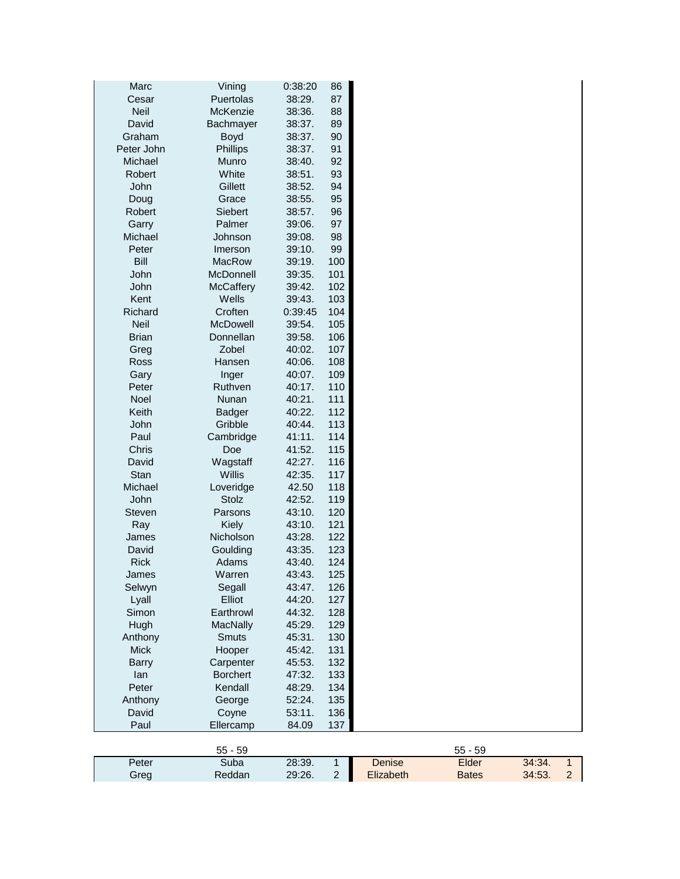| | | | |
|---|---|---|---|
| Marc | Vining | 0:38:20 | 86 |
| Cesar | Puertolas | 38:29. | 87 |
| Neil | McKenzie | 38:36. | 88 |
| David | Bachmayer | 38:37. | 89 |
| Graham | Boyd | 38:37. | 90 |
| Peter John | Phillips | 38:37. | 91 |
| Michael | Munro | 38:40. | 92 |
| Robert | White | 38:51. | 93 |
| John | Gillett | 38:52. | 94 |
| Doug | Grace | 38:55. | 95 |
| Robert | Siebert | 38:57. | 96 |
| Garry | Palmer | 39:06. | 97 |
| Michael | Johnson | 39:08. | 98 |
| Peter | Imerson | 39:10. | 99 |
| Bill | MacRow | 39:19. | 100 |
| John | McDonnell | 39:35. | 101 |
| John | McCaffery | 39:42. | 102 |
| Kent | Wells | 39:43. | 103 |
| Richard | Croften | 0:39:45 | 104 |
| Neil | McDowell | 39:54. | 105 |
| Brian | Donnellan | 39:58. | 106 |
| Greg | Zobel | 40:02. | 107 |
| Ross | Hansen | 40:06. | 108 |
| Gary | Inger | 40:07. | 109 |
| Peter | Ruthven | 40:17. | 110 |
| Noel | Nunan | 40:21. | 111 |
| Keith | Badger | 40:22. | 112 |
| John | Gribble | 40:44. | 113 |
| Paul | Cambridge | 41:11. | 114 |
| Chris | Doe | 41:52. | 115 |
| David | Wagstaff | 42:27. | 116 |
| Stan | Willis | 42:35. | 117 |
| Michael | Loveridge | 42.50 | 118 |
| John | Stolz | 42:52. | 119 |
| Steven | Parsons | 43:10. | 120 |
| Ray | Kiely | 43:10. | 121 |
| James | Nicholson | 43:28. | 122 |
| David | Goulding | 43:35. | 123 |
| Rick | Adams | 43:40. | 124 |
| James | Warren | 43:43. | 125 |
| Selwyn | Segall | 43:47. | 126 |
| Lyall | Elliot | 44:20. | 127 |
| Simon | Earthrowl | 44:32. | 128 |
| Hugh | MacNally | 45:29. | 129 |
| Anthony | Smuts | 45:31. | 130 |
| Mick | Hooper | 45:42. | 131 |
| Barry | Carpenter | 45:53. | 132 |
| Ian | Borchert | 47:32. | 133 |
| Peter | Kendall | 48:29. | 134 |
| Anthony | George | 52:24. | 135 |
| David | Coyne | 53:11. | 136 |
| Paul | Ellercamp | 84.09 | 137 |

| | 55 - 59 | | | | 55 - 59 | | |
|---|---|---|---|---|---|---|---|
| Peter | Suba | 28:39. | 1 | Denise | Elder | 34:34. | 1 |
| Greg | Reddan | 29:26. | 2 | Elizabeth | Bates | 34:53. | 2 |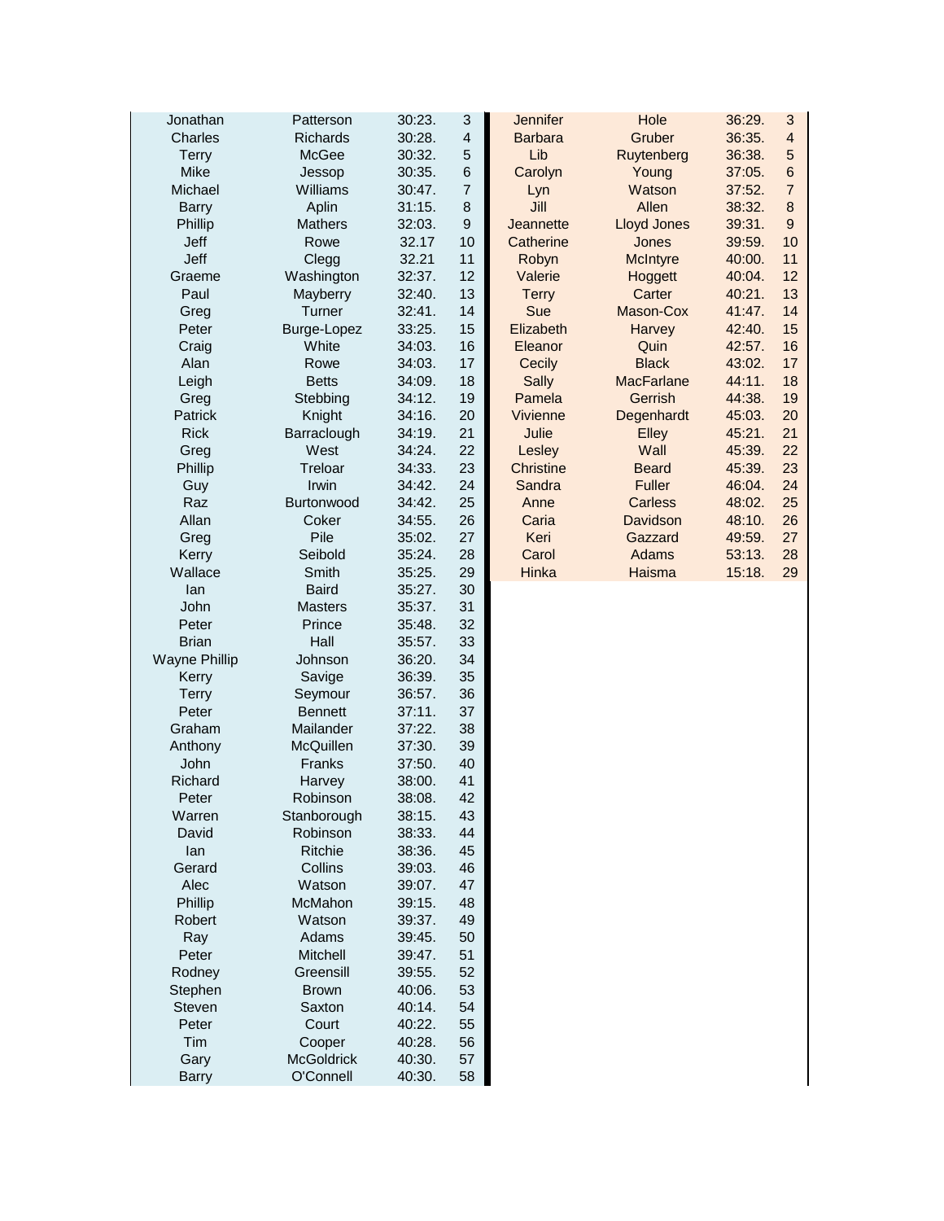| First Name | Surname | Time | Place |
|---|---|---|---|
| Jonathan | Patterson | 30:23. | 3 |
| Charles | Richards | 30:28. | 4 |
| Terry | McGee | 30:32. | 5 |
| Mike | Jessop | 30:35. | 6 |
| Michael | Williams | 30:47. | 7 |
| Barry | Aplin | 31:15. | 8 |
| Phillip | Mathers | 32:03. | 9 |
| Jeff | Rowe | 32.17 | 10 |
| Jeff | Clegg | 32.21 | 11 |
| Graeme | Washington | 32:37. | 12 |
| Paul | Mayberry | 32:40. | 13 |
| Greg | Turner | 32:41. | 14 |
| Peter | Burge-Lopez | 33:25. | 15 |
| Craig | White | 34:03. | 16 |
| Alan | Rowe | 34:03. | 17 |
| Leigh | Betts | 34:09. | 18 |
| Greg | Stebbing | 34:12. | 19 |
| Patrick | Knight | 34:16. | 20 |
| Rick | Barraclough | 34:19. | 21 |
| Greg | West | 34:24. | 22 |
| Phillip | Treloar | 34:33. | 23 |
| Guy | Irwin | 34:42. | 24 |
| Raz | Burtonwood | 34:42. | 25 |
| Allan | Coker | 34:55. | 26 |
| Greg | Pile | 35:02. | 27 |
| Kerry | Seibold | 35:24. | 28 |
| Wallace | Smith | 35:25. | 29 |
| Ian | Baird | 35:27. | 30 |
| John | Masters | 35:37. | 31 |
| Peter | Prince | 35:48. | 32 |
| Brian | Hall | 35:57. | 33 |
| Wayne Phillip | Johnson | 36:20. | 34 |
| Kerry | Savige | 36:39. | 35 |
| Terry | Seymour | 36:57. | 36 |
| Peter | Bennett | 37:11. | 37 |
| Graham | Mailander | 37:22. | 38 |
| Anthony | McQuillen | 37:30. | 39 |
| John | Franks | 37:50. | 40 |
| Richard | Harvey | 38:00. | 41 |
| Peter | Robinson | 38:08. | 42 |
| Warren | Stanborough | 38:15. | 43 |
| David | Robinson | 38:33. | 44 |
| Ian | Ritchie | 38:36. | 45 |
| Gerard | Collins | 39:03. | 46 |
| Alec | Watson | 39:07. | 47 |
| Phillip | McMahon | 39:15. | 48 |
| Robert | Watson | 39:37. | 49 |
| Ray | Adams | 39:45. | 50 |
| Peter | Mitchell | 39:47. | 51 |
| Rodney | Greensill | 39:55. | 52 |
| Stephen | Brown | 40:06. | 53 |
| Steven | Saxton | 40:14. | 54 |
| Peter | Court | 40:22. | 55 |
| Tim | Cooper | 40:28. | 56 |
| Gary | McGoldrick | 40:30. | 57 |
| Barry | O'Connell | 40:30. | 58 |

| First Name | Surname | Time | Place |
|---|---|---|---|
| Jennifer | Hole | 36:29. | 3 |
| Barbara | Gruber | 36:35. | 4 |
| Lib | Ruytenberg | 36:38. | 5 |
| Carolyn | Young | 37:05. | 6 |
| Lyn | Watson | 37:52. | 7 |
| Jill | Allen | 38:32. | 8 |
| Jeannette | Lloyd Jones | 39:31. | 9 |
| Catherine | Jones | 39:59. | 10 |
| Robyn | McIntyre | 40:00. | 11 |
| Valerie | Hoggett | 40:04. | 12 |
| Terry | Carter | 40:21. | 13 |
| Sue | Mason-Cox | 41:47. | 14 |
| Elizabeth | Harvey | 42:40. | 15 |
| Eleanor | Quin | 42:57. | 16 |
| Cecily | Black | 43:02. | 17 |
| Sally | MacFarlane | 44:11. | 18 |
| Pamela | Gerrish | 44:38. | 19 |
| Vivienne | Degenhardt | 45:03. | 20 |
| Julie | Elley | 45:21. | 21 |
| Lesley | Wall | 45:39. | 22 |
| Christine | Beard | 45:39. | 23 |
| Sandra | Fuller | 46:04. | 24 |
| Anne | Carless | 48:02. | 25 |
| Caria | Davidson | 48:10. | 26 |
| Keri | Gazzard | 49:59. | 27 |
| Carol | Adams | 53:13. | 28 |
| Hinka | Haisma | 15:18. | 29 |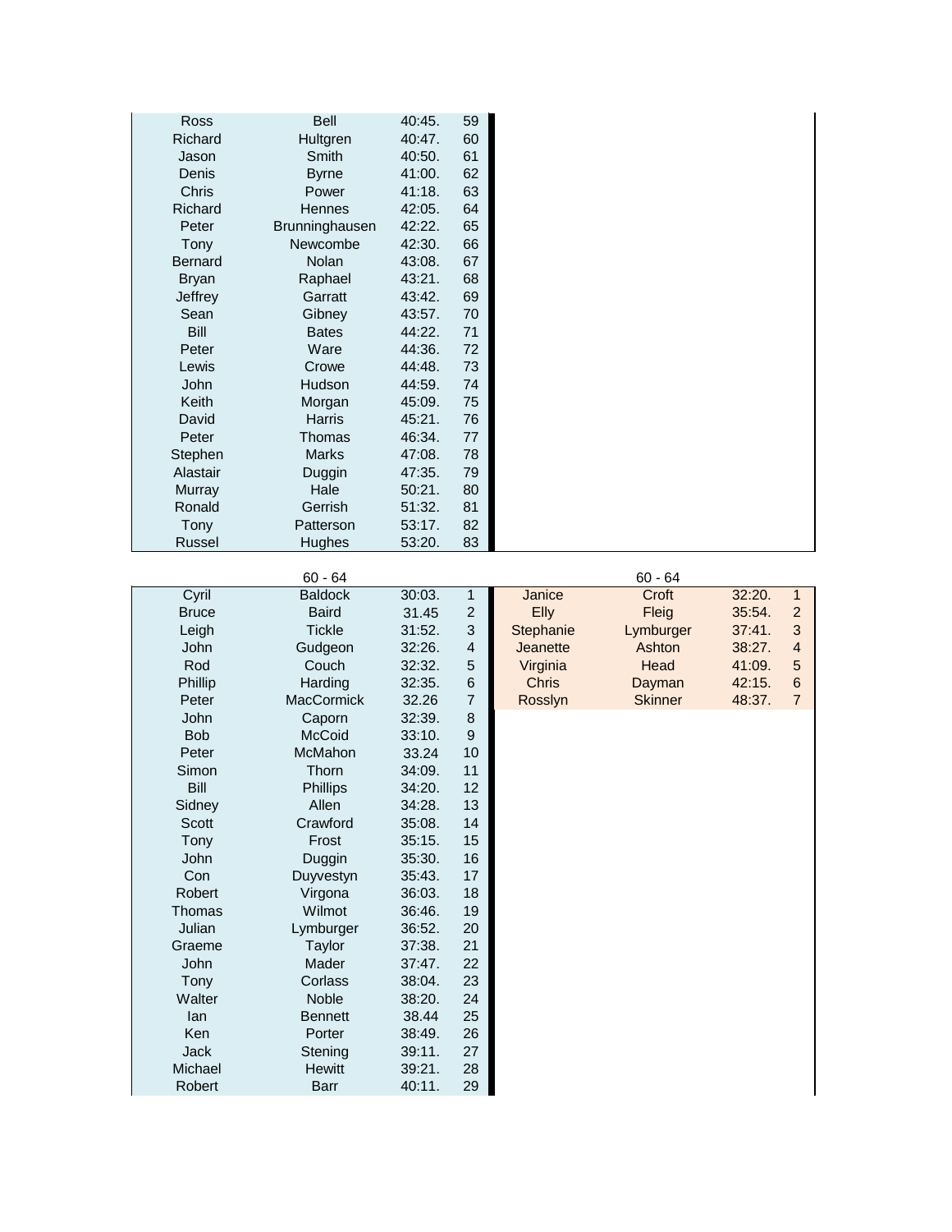| | | | |
|---|---|---|---|
| Ross | Bell | 40:45. | 59 |
| Richard | Hultgren | 40:47. | 60 |
| Jason | Smith | 40:50. | 61 |
| Denis | Byrne | 41:00. | 62 |
| Chris | Power | 41:18. | 63 |
| Richard | Hennes | 42:05. | 64 |
| Peter | Brunninghausen | 42:22. | 65 |
| Tony | Newcombe | 42:30. | 66 |
| Bernard | Nolan | 43:08. | 67 |
| Bryan | Raphael | 43:21. | 68 |
| Jeffrey | Garratt | 43:42. | 69 |
| Sean | Gibney | 43:57. | 70 |
| Bill | Bates | 44:22. | 71 |
| Peter | Ware | 44:36. | 72 |
| Lewis | Crowe | 44:48. | 73 |
| John | Hudson | 44:59. | 74 |
| Keith | Morgan | 45:09. | 75 |
| David | Harris | 45:21. | 76 |
| Peter | Thomas | 46:34. | 77 |
| Stephen | Marks | 47:08. | 78 |
| Alastair | Duggin | 47:35. | 79 |
| Murray | Hale | 50:21. | 80 |
| Ronald | Gerrish | 51:32. | 81 |
| Tony | Patterson | 53:17. | 82 |
| Russel | Hughes | 53:20. | 83 |

| | 60 - 64 | | | | 60 - 64 | | |
|---|---|---|---|---|---|---|---|
| Cyril | Baldock | 30:03. | 1 | Janice | Croft | 32:20. | 1 |
| Bruce | Baird | 31.45 | 2 | Elly | Fleig | 35:54. | 2 |
| Leigh | Tickle | 31:52. | 3 | Stephanie | Lymburger | 37:41. | 3 |
| John | Gudgeon | 32:26. | 4 | Jeanette | Ashton | 38:27. | 4 |
| Rod | Couch | 32:32. | 5 | Virginia | Head | 41:09. | 5 |
| Phillip | Harding | 32:35. | 6 | Chris | Dayman | 42:15. | 6 |
| Peter | MacCormick | 32.26 | 7 | Rosslyn | Skinner | 48:37. | 7 |
| John | Caporn | 32:39. | 8 | | | | |
| Bob | McCoid | 33:10. | 9 | | | | |
| Peter | McMahon | 33.24 | 10 | | | | |
| Simon | Thorn | 34:09. | 11 | | | | |
| Bill | Phillips | 34:20. | 12 | | | | |
| Sidney | Allen | 34:28. | 13 | | | | |
| Scott | Crawford | 35:08. | 14 | | | | |
| Tony | Frost | 35:15. | 15 | | | | |
| John | Duggin | 35:30. | 16 | | | | |
| Con | Duyvestyn | 35:43. | 17 | | | | |
| Robert | Virgona | 36:03. | 18 | | | | |
| Thomas | Wilmot | 36:46. | 19 | | | | |
| Julian | Lymburger | 36:52. | 20 | | | | |
| Graeme | Taylor | 37:38. | 21 | | | | |
| John | Mader | 37:47. | 22 | | | | |
| Tony | Corlass | 38:04. | 23 | | | | |
| Walter | Noble | 38:20. | 24 | | | | |
| Ian | Bennett | 38.44 | 25 | | | | |
| Ken | Porter | 38:49. | 26 | | | | |
| Jack | Stening | 39:11. | 27 | | | | |
| Michael | Hewitt | 39:21. | 28 | | | | |
| Robert | Barr | 40:11. | 29 | | | | |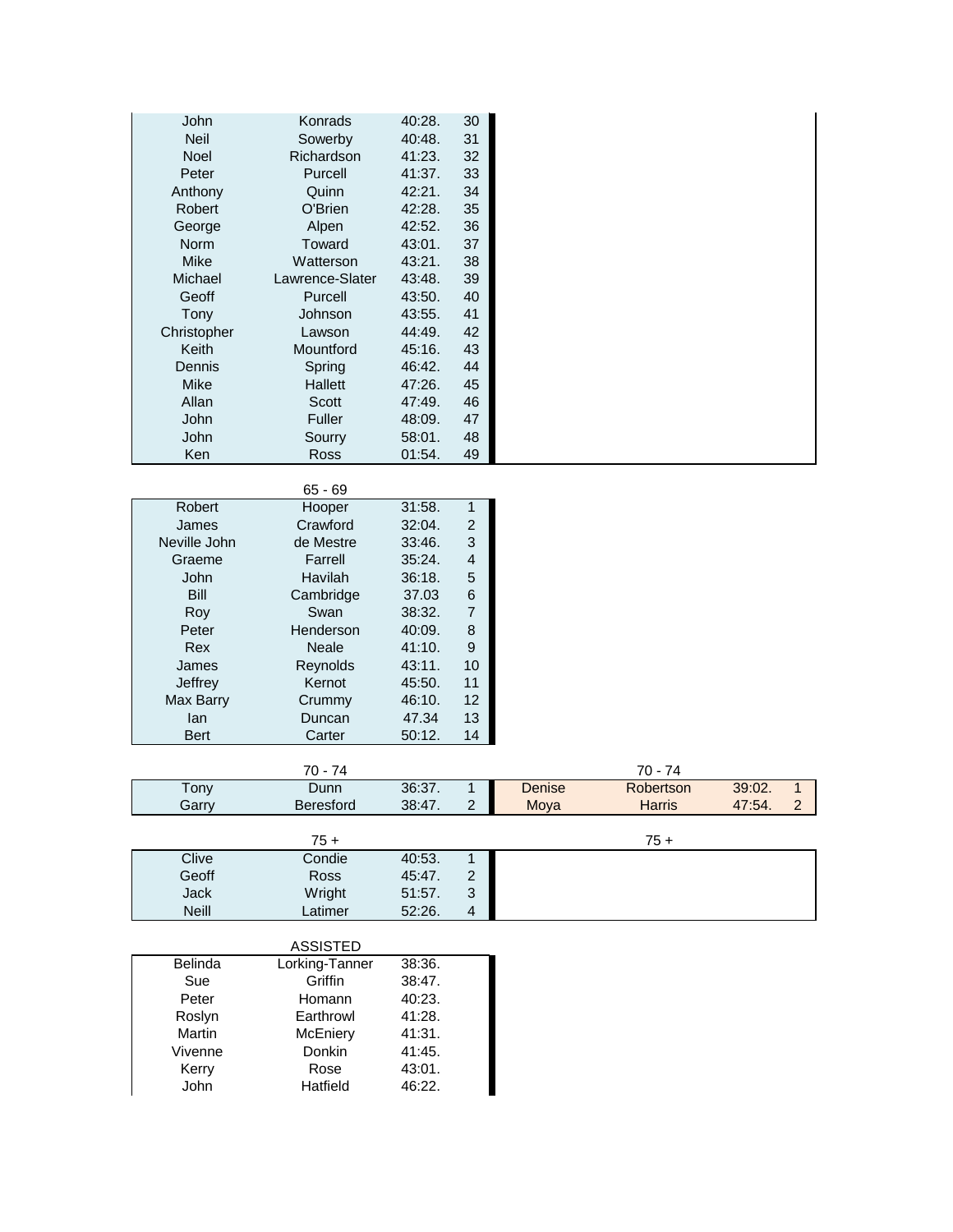| | | | |
|---|---|---|---|
| John | Konrads | 40:28. | 30 |
| Neil | Sowerby | 40:48. | 31 |
| Noel | Richardson | 41:23. | 32 |
| Peter | Purcell | 41:37. | 33 |
| Anthony | Quinn | 42:21. | 34 |
| Robert | O'Brien | 42:28. | 35 |
| George | Alpen | 42:52. | 36 |
| Norm | Toward | 43:01. | 37 |
| Mike | Watterson | 43:21. | 38 |
| Michael | Lawrence-Slater | 43:48. | 39 |
| Geoff | Purcell | 43:50. | 40 |
| Tony | Johnson | 43:55. | 41 |
| Christopher | Lawson | 44:49. | 42 |
| Keith | Mountford | 45:16. | 43 |
| Dennis | Spring | 46:42. | 44 |
| Mike | Hallett | 47:26. | 45 |
| Allan | Scott | 47:49. | 46 |
| John | Fuller | 48:09. | 47 |
| John | Sourry | 58:01. | 48 |
| Ken | Ross | 01:54. | 49 |

| | 65 - 69 | | |
|---|---|---|---|
| Robert | Hooper | 31:58. | 1 |
| James | Crawford | 32:04. | 2 |
| Neville John | de Mestre | 33:46. | 3 |
| Graeme | Farrell | 35:24. | 4 |
| John | Havilah | 36:18. | 5 |
| Bill | Cambridge | 37.03 | 6 |
| Roy | Swan | 38:32. | 7 |
| Peter | Henderson | 40:09. | 8 |
| Rex | Neale | 41:10. | 9 |
| James | Reynolds | 43:11. | 10 |
| Jeffrey | Kernot | 45:50. | 11 |
| Max Barry | Crummy | 46:10. | 12 |
| Ian | Duncan | 47.34 | 13 |
| Bert | Carter | 50:12. | 14 |

| | 70 - 74 | | | | 70 - 74 | | |
|---|---|---|---|---|---|---|---|
| Tony | Dunn | 36:37. | 1 | Denise | Robertson | 39:02. | 1 |
| Garry | Beresford | 38:47. | 2 | Moya | Harris | 47:54. | 2 |

| | 75 + | | | | 75 + | | |
|---|---|---|---|---|---|---|---|
| Clive | Condie | 40:53. | 1 | | | | |
| Geoff | Ross | 45:47. | 2 | | | | |
| Jack | Wright | 51:57. | 3 | | | | |
| Neill | Latimer | 52:26. | 4 | | | | |

| | ASSISTED | | |
|---|---|---|---|
| Belinda | Lorking-Tanner | 38:36. | |
| Sue | Griffin | 38:47. | |
| Peter | Homann | 40:23. | |
| Roslyn | Earthrowl | 41:28. | |
| Martin | McEniery | 41:31. | |
| Vivenne | Donkin | 41:45. | |
| Kerry | Rose | 43:01. | |
| John | Hatfield | 46:22. | |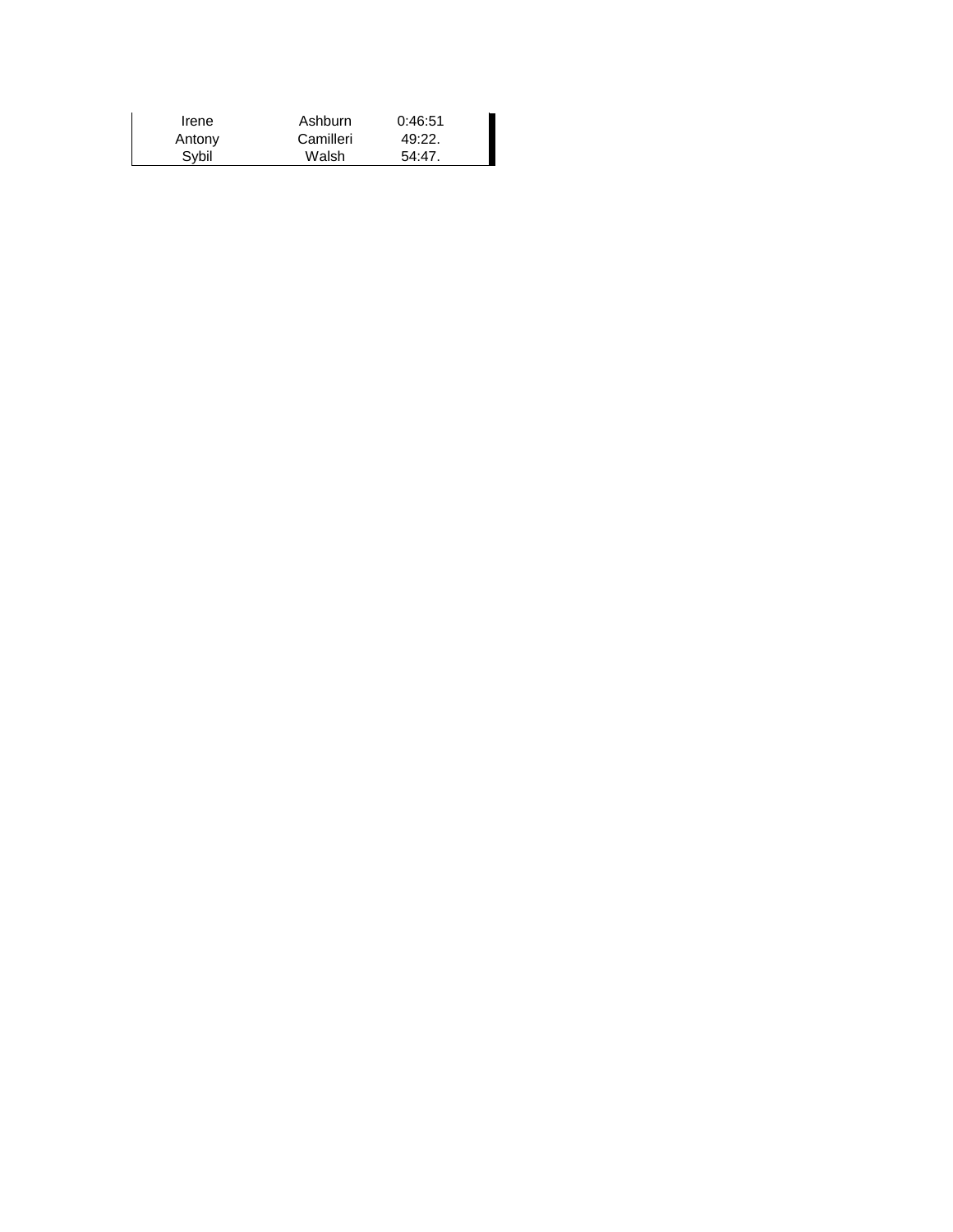| | | |
|---|---|---|
| Irene | Ashburn | 0:46:51 |
| Antony | Camilleri | 49:22. |
| Sybil | Walsh | 54:47. |